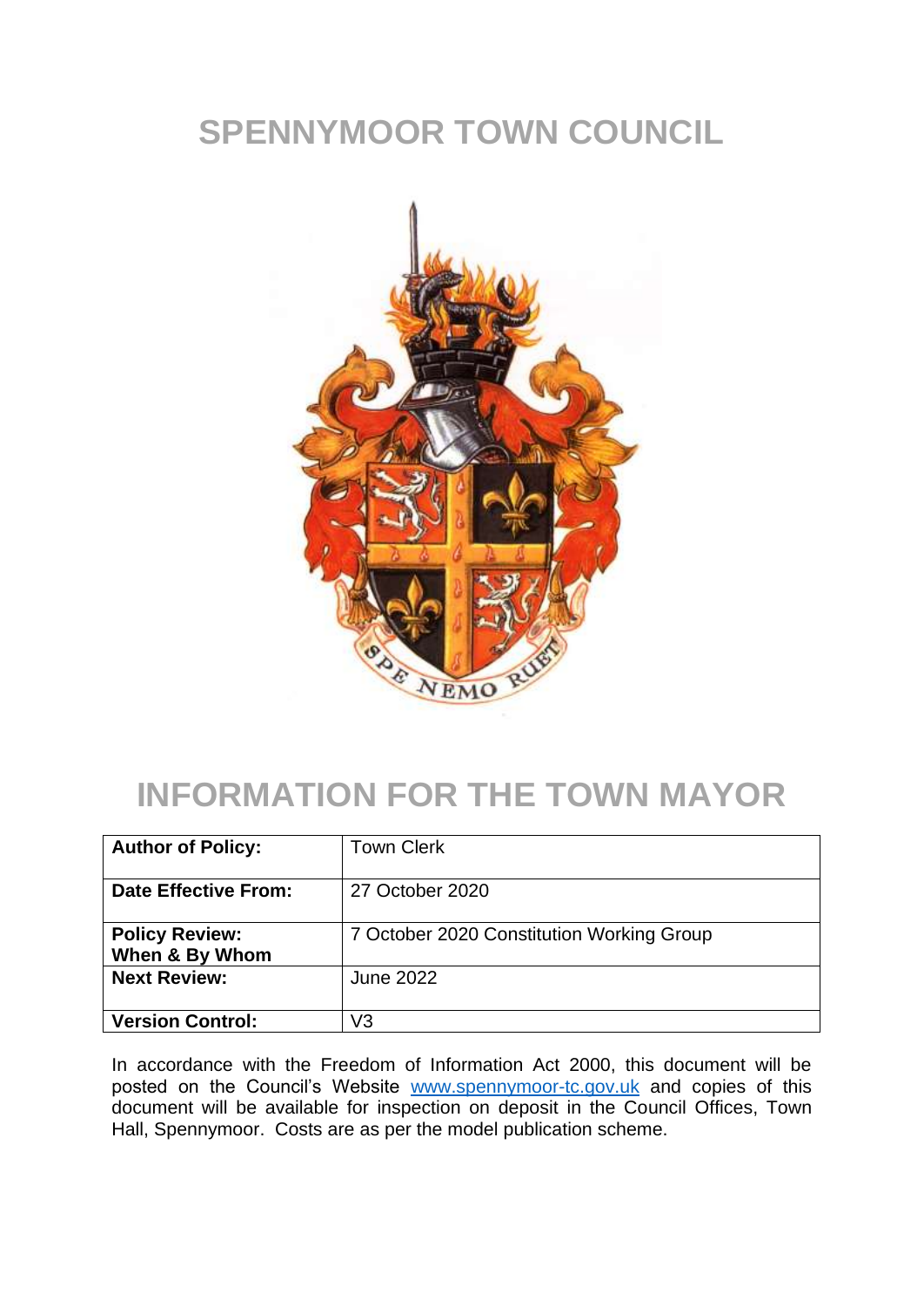# SPENNYMOOR TOWN COUNCIL

# INFORMATION FOR THE TOWN MAYOR

| **Author of Policy:** | Town Clerk |
|---|---|
| **Date Effective From:** | 27 October 2020 |
| **Policy Review: When & By Whom** | 7 October 2020 Constitution Working Group |
| **Next Review:** | June 2022 |
| **Version Control:** | V3 |

In accordance with the Freedom of Information Act 2000, this document will be posted on the Council's Website [www.spennymoor-tc.gov.uk](http://www.spennymoor-tc.gov.uk) and copies of this document will be available for inspection on deposit in the Council Offices, Town Hall, Spennymoor. Costs are as per the model publication scheme.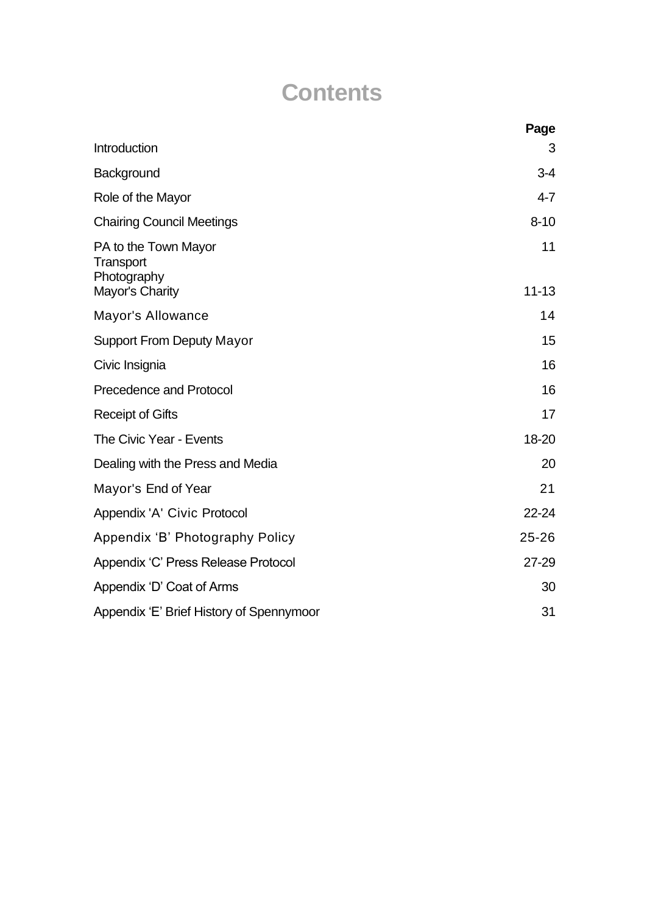# Contents

| | Page |
|---|---|
| Introduction | 3 |
| Background | 3-4 |
| Role of the Mayor | 4-7 |
| Chairing Council Meetings | 8-10 |
| PA to the Town Mayor<br>Transport<br>Photography | 11 |
| Mayor's Charity | 11-13 |
| Mayor's Allowance | 14 |
| Support From Deputy Mayor | 15 |
| Civic Insignia | 16 |
| Precedence and Protocol | 16 |
| Receipt of Gifts | 17 |
| The Civic Year - Events | 18-20 |
| Dealing with the Press and Media | 20 |
| Mayor's End of Year | 21 |
| Appendix 'A' Civic Protocol | 22-24 |
| Appendix ‘B’ Photography Policy | 25-26 |
| Appendix ‘C’ Press Release Protocol | 27-29 |
| Appendix ‘D’ Coat of Arms | 30 |
| Appendix ‘E’ Brief History of Spennymoor | 31 |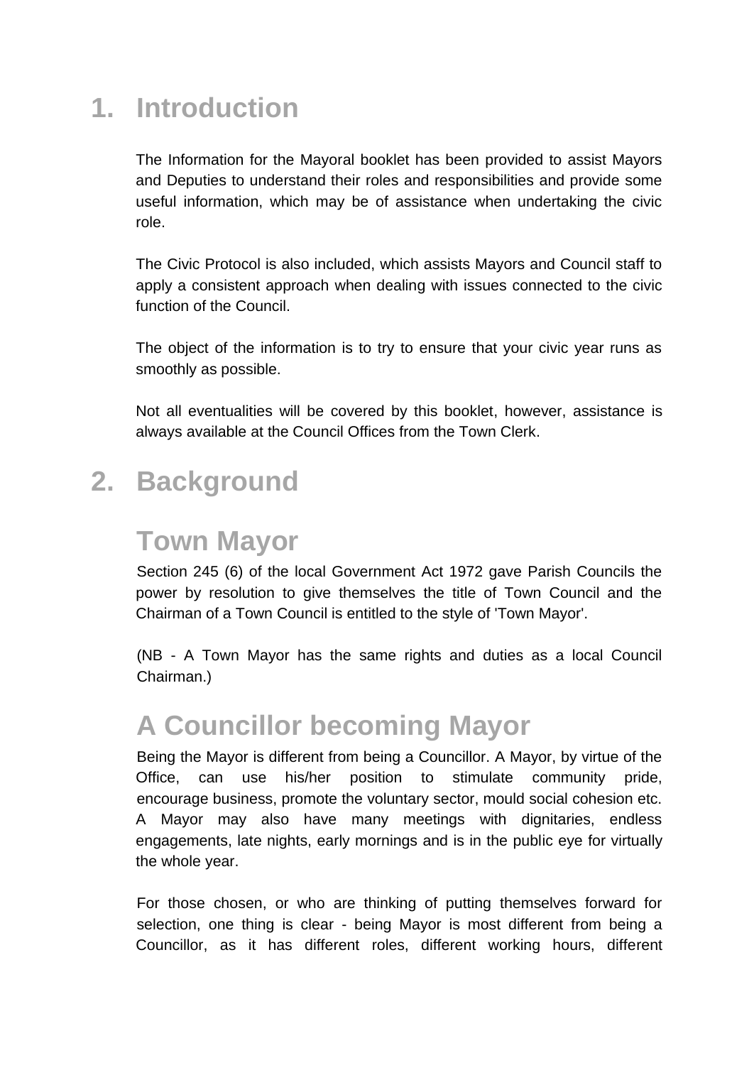# 1. Introduction

The Information for the Mayoral booklet has been provided to assist Mayors and Deputies to understand their roles and responsibilities and provide some useful information, which may be of assistance when undertaking the civic role.

The Civic Protocol is also included, which assists Mayors and Council staff to apply a consistent approach when dealing with issues connected to the civic function of the Council.

The object of the information is to try to ensure that your civic year runs as smoothly as possible.

Not all eventualities will be covered by this booklet, however, assistance is always available at the Council Offices from the Town Clerk.

# 2. Background

## Town Mayor

Section 245 (6) of the local Government Act 1972 gave Parish Councils the power by resolution to give themselves the title of Town Council and the Chairman of a Town Council is entitled to the style of 'Town Mayor'.

(NB - A Town Mayor has the same rights and duties as a local Council Chairman.)

## A Councillor becoming Mayor

Being the Mayor is different from being a Councillor. A Mayor, by virtue of the Office, can use his/her position to stimulate community pride, encourage business, promote the voluntary sector, mould social cohesion etc. A Mayor may also have many meetings with dignitaries, endless engagements, late nights, early mornings and is in the public eye for virtually the whole year.

For those chosen, or who are thinking of putting themselves forward for selection, one thing is clear - being Mayor is most different from being a Councillor, as it has different roles, different working hours, different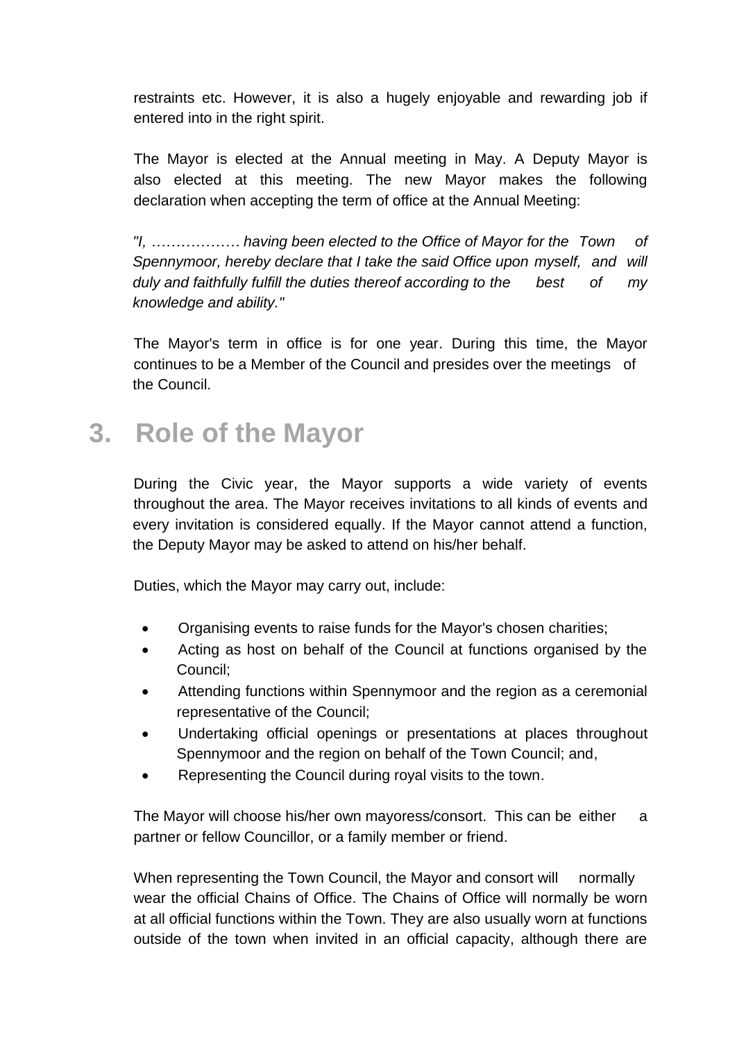restraints etc. However, it is also a hugely enjoyable and rewarding job if entered into in the right spirit.

The Mayor is elected at the Annual meeting in May. A Deputy Mayor is also elected at this meeting. The new Mayor makes the following declaration when accepting the term of office at the Annual Meeting:

*"I, ……………… having been elected to the Office of Mayor for the Town of Spennymoor, hereby declare that I take the said Office upon myself, and will duly and faithfully fulfill the duties thereof according to the best of my knowledge and ability."*

The Mayor's term in office is for one year. During this time, the Mayor continues to be a Member of the Council and presides over the meetings of the Council.

## 3. Role of the Mayor

During the Civic year, the Mayor supports a wide variety of events throughout the area. The Mayor receives invitations to all kinds of events and every invitation is considered equally. If the Mayor cannot attend a function, the Deputy Mayor may be asked to attend on his/her behalf.

Duties, which the Mayor may carry out, include:

- Organising events to raise funds for the Mayor's chosen charities;
- Acting as host on behalf of the Council at functions organised by the Council;
- Attending functions within Spennymoor and the region as a ceremonial representative of the Council;
- Undertaking official openings or presentations at places throughout Spennymoor and the region on behalf of the Town Council; and,
- Representing the Council during royal visits to the town.

The Mayor will choose his/her own mayoress/consort. This can be either a partner or fellow Councillor, or a family member or friend.

When representing the Town Council, the Mayor and consort will normally wear the official Chains of Office. The Chains of Office will normally be worn at all official functions within the Town. They are also usually worn at functions outside of the town when invited in an official capacity, although there are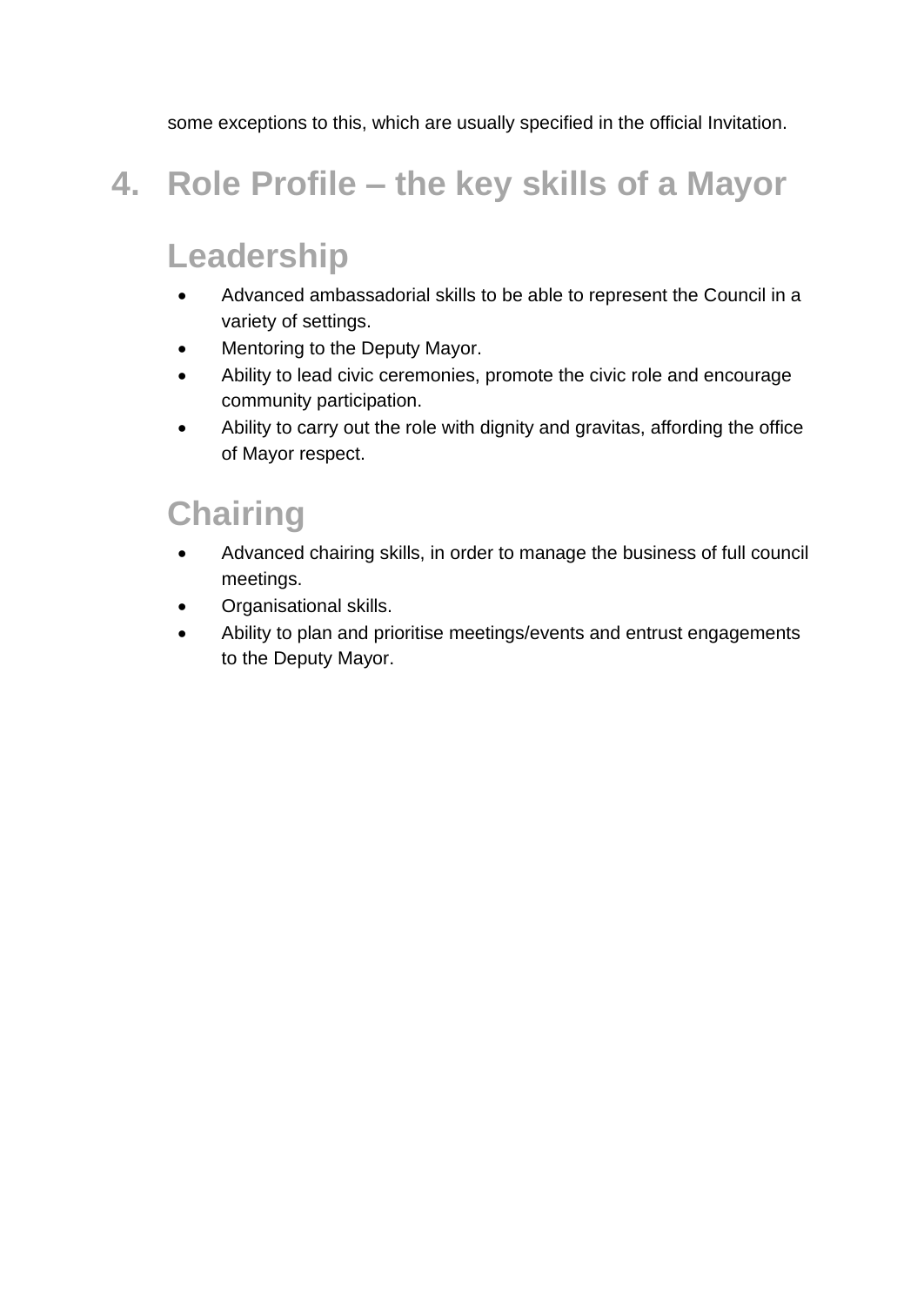some exceptions to this, which are usually specified in the official Invitation.

## 4. Role Profile – the key skills of a Mayor

### Leadership

- Advanced ambassadorial skills to be able to represent the Council in a variety of settings.
- Mentoring to the Deputy Mayor.
- Ability to lead civic ceremonies, promote the civic role and encourage community participation.
- Ability to carry out the role with dignity and gravitas, affording the office of Mayor respect.

### Chairing

- Advanced chairing skills, in order to manage the business of full council meetings.
- Organisational skills.
- Ability to plan and prioritise meetings/events and entrust engagements to the Deputy Mayor.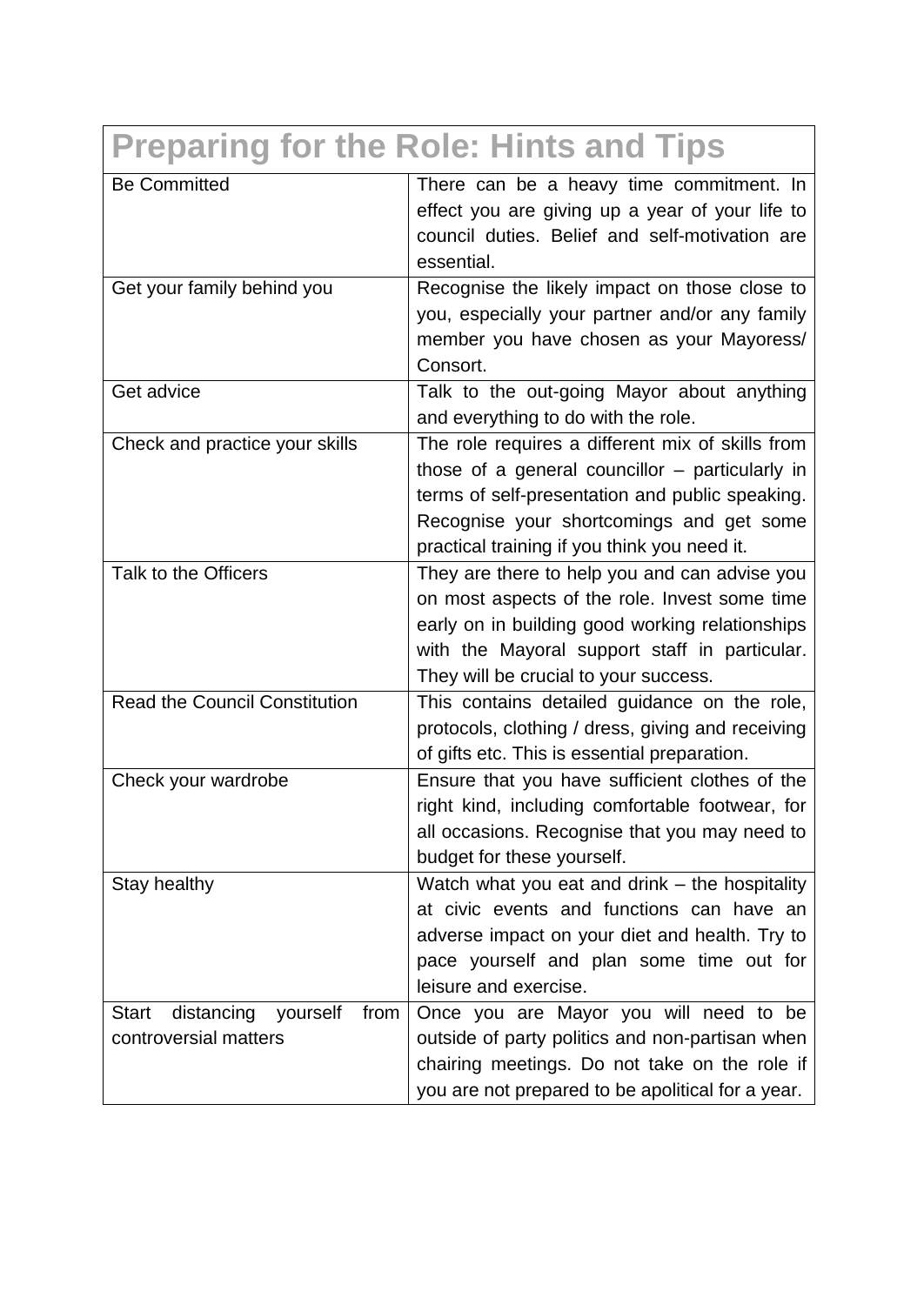## Preparing for the Role: Hints and Tips

| | |
|---|---|
| Be Committed | There can be a heavy time commitment. In effect you are giving up a year of your life to council duties. Belief and self-motivation are essential. |
| Get your family behind you | Recognise the likely impact on those close to you, especially your partner and/or any family member you have chosen as your Mayoress/ Consort. |
| Get advice | Talk to the out-going Mayor about anything and everything to do with the role. |
| Check and practice your skills | The role requires a different mix of skills from those of a general councillor – particularly in terms of self-presentation and public speaking. Recognise your shortcomings and get some practical training if you think you need it. |
| Talk to the Officers | They are there to help you and can advise you on most aspects of the role. Invest some time early on in building good working relationships with the Mayoral support staff in particular. They will be crucial to your success. |
| Read the Council Constitution | This contains detailed guidance on the role, protocols, clothing / dress, giving and receiving of gifts etc. This is essential preparation. |
| Check your wardrobe | Ensure that you have sufficient clothes of the right kind, including comfortable footwear, for all occasions. Recognise that you may need to budget for these yourself. |
| Stay healthy | Watch what you eat and drink – the hospitality at civic events and functions can have an adverse impact on your diet and health. Try to pace yourself and plan some time out for leisure and exercise. |
| Start distancing yourself from controversial matters | Once you are Mayor you will need to be outside of party politics and non-partisan when chairing meetings. Do not take on the role if you are not prepared to be apolitical for a year. |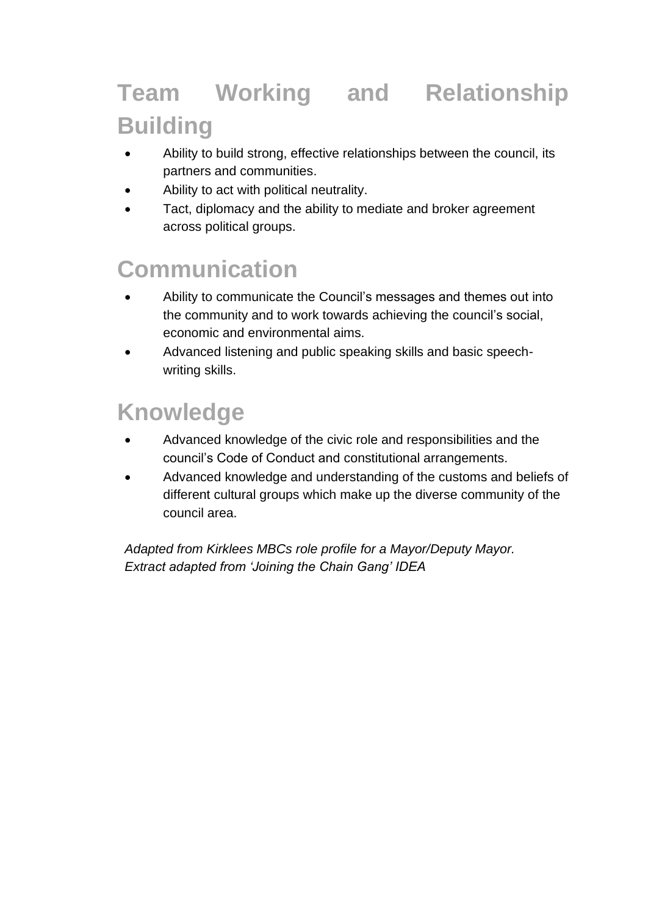## Team Working and Relationship Building

- Ability to build strong, effective relationships between the council, its partners and communities.
- Ability to act with political neutrality.
- Tact, diplomacy and the ability to mediate and broker agreement across political groups.

## Communication

- Ability to communicate the Council's messages and themes out into the community and to work towards achieving the council's social, economic and environmental aims.
- Advanced listening and public speaking skills and basic speech-writing skills.

## Knowledge

- Advanced knowledge of the civic role and responsibilities and the council's Code of Conduct and constitutional arrangements.
- Advanced knowledge and understanding of the customs and beliefs of different cultural groups which make up the diverse community of the council area.

*Adapted from Kirklees MBCs role profile for a Mayor/Deputy Mayor.*
*Extract adapted from 'Joining the Chain Gang' IDEA*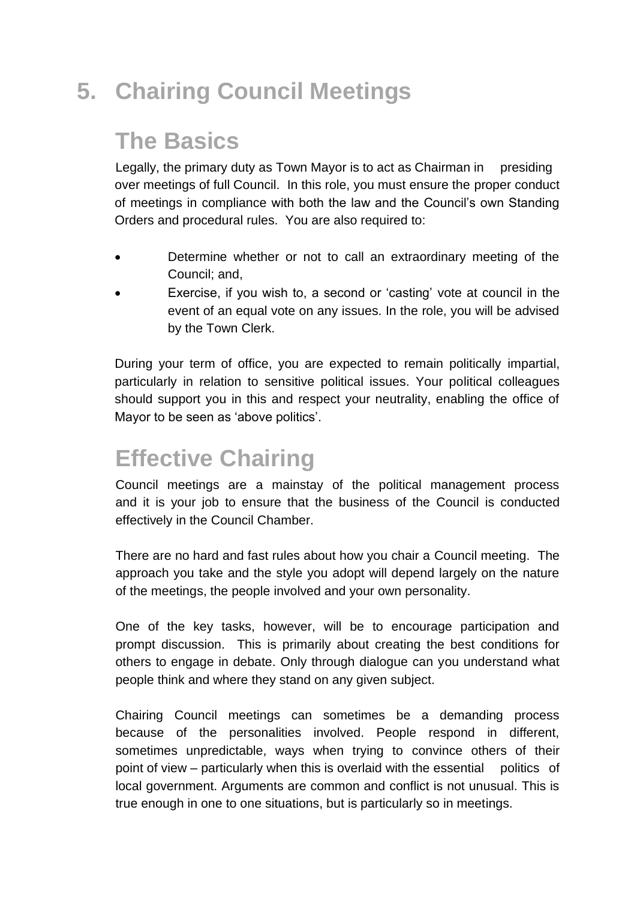# 5. Chairing Council Meetings

## The Basics

Legally, the primary duty as Town Mayor is to act as Chairman in presiding over meetings of full Council. In this role, you must ensure the proper conduct of meetings in compliance with both the law and the Council's own Standing Orders and procedural rules. You are also required to:

- Determine whether or not to call an extraordinary meeting of the Council; and,
- Exercise, if you wish to, a second or 'casting' vote at council in the event of an equal vote on any issues. In the role, you will be advised by the Town Clerk.

During your term of office, you are expected to remain politically impartial, particularly in relation to sensitive political issues. Your political colleagues should support you in this and respect your neutrality, enabling the office of Mayor to be seen as 'above politics'.

## Effective Chairing

Council meetings are a mainstay of the political management process and it is your job to ensure that the business of the Council is conducted effectively in the Council Chamber.

There are no hard and fast rules about how you chair a Council meeting. The approach you take and the style you adopt will depend largely on the nature of the meetings, the people involved and your own personality.

One of the key tasks, however, will be to encourage participation and prompt discussion. This is primarily about creating the best conditions for others to engage in debate. Only through dialogue can you understand what people think and where they stand on any given subject.

Chairing Council meetings can sometimes be a demanding process because of the personalities involved. People respond in different, sometimes unpredictable, ways when trying to convince others of their point of view – particularly when this is overlaid with the essential politics of local government. Arguments are common and conflict is not unusual. This is true enough in one to one situations, but is particularly so in meetings.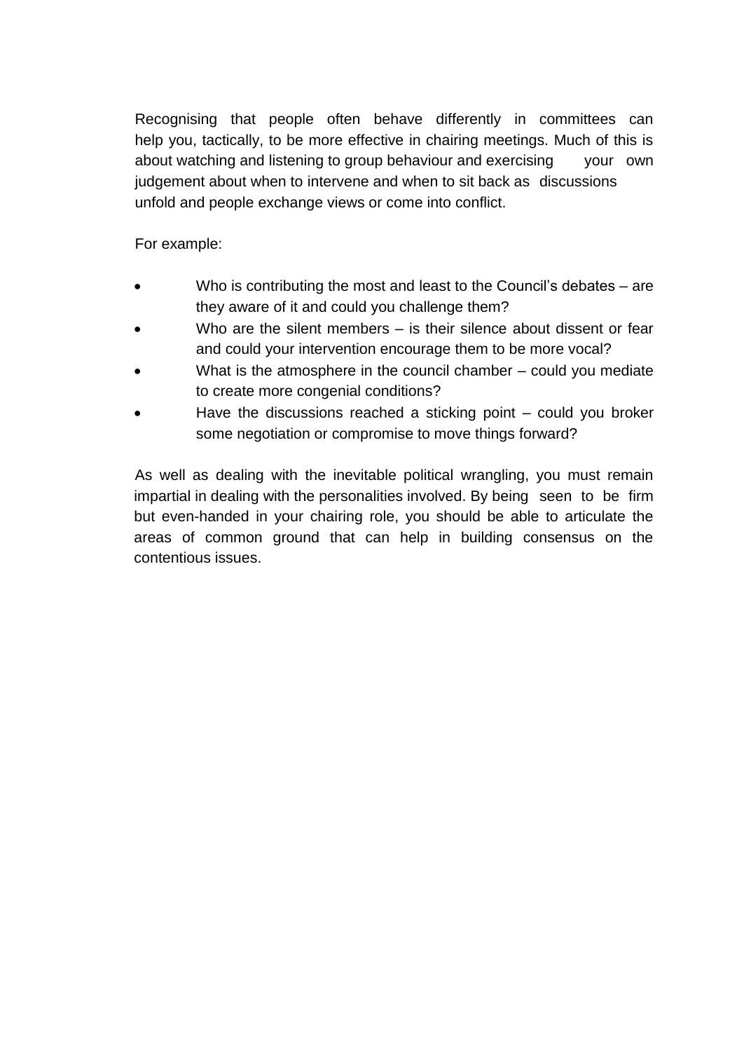Recognising that people often behave differently in committees can help you, tactically, to be more effective in chairing meetings. Much of this is about watching and listening to group behaviour and exercising your own judgement about when to intervene and when to sit back as discussions unfold and people exchange views or come into conflict.

For example:

- Who is contributing the most and least to the Council's debates – are they aware of it and could you challenge them?
- Who are the silent members – is their silence about dissent or fear and could your intervention encourage them to be more vocal?
- What is the atmosphere in the council chamber – could you mediate to create more congenial conditions?
- Have the discussions reached a sticking point – could you broker some negotiation or compromise to move things forward?

As well as dealing with the inevitable political wrangling, you must remain impartial in dealing with the personalities involved. By being seen to be firm but even-handed in your chairing role, you should be able to articulate the areas of common ground that can help in building consensus on the contentious issues.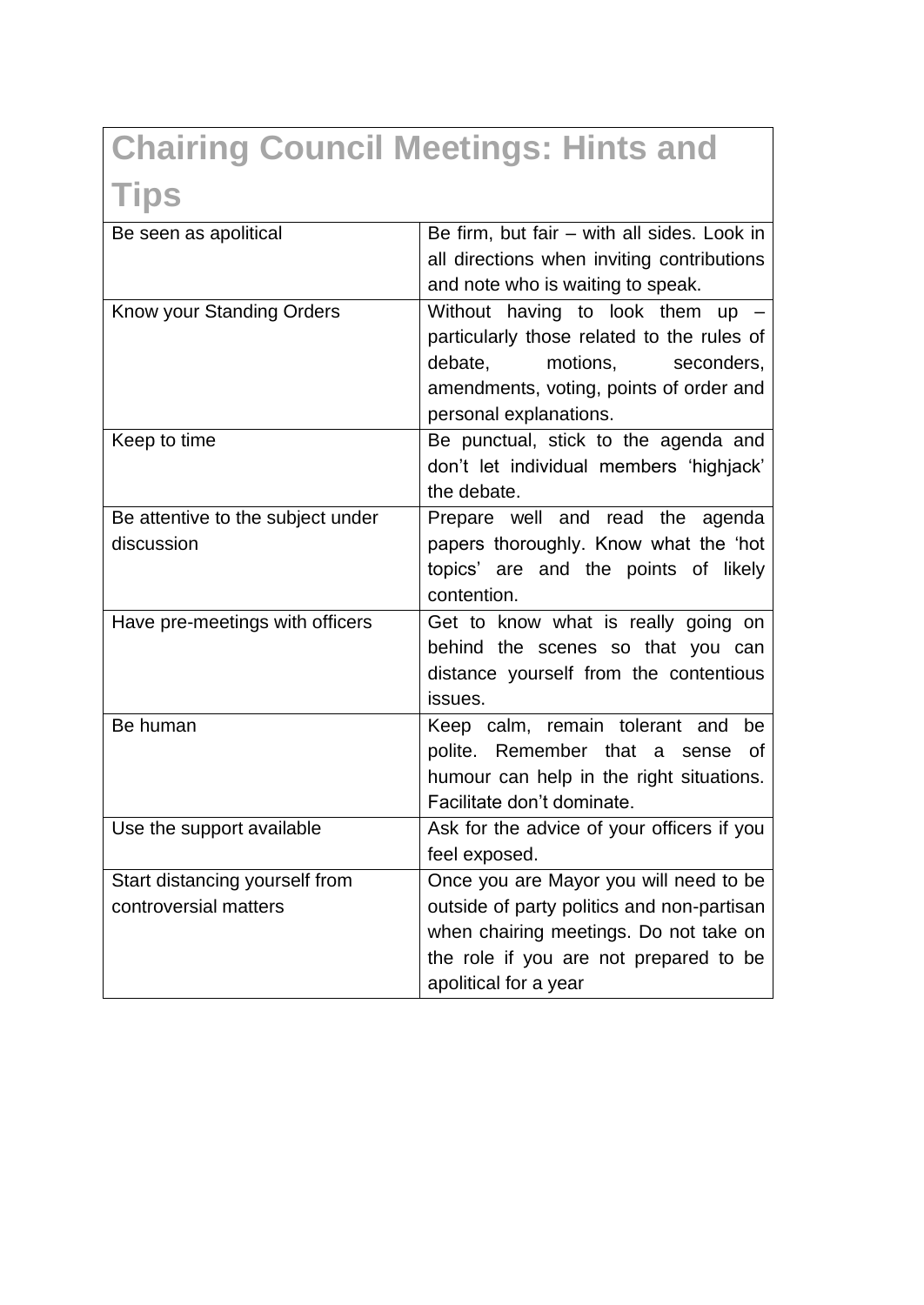# Chairing Council Meetings: Hints and Tips

| | |
|---|---|
| Be seen as apolitical | Be firm, but fair – with all sides. Look in all directions when inviting contributions and note who is waiting to speak. |
| Know your Standing Orders | Without having to look them up – particularly those related to the rules of debate, motions, seconders, amendments, voting, points of order and personal explanations. |
| Keep to time | Be punctual, stick to the agenda and don't let individual members 'highjack' the debate. |
| Be attentive to the subject under discussion | Prepare well and read the agenda papers thoroughly. Know what the 'hot topics' are and the points of likely contention. |
| Have pre-meetings with officers | Get to know what is really going on behind the scenes so that you can distance yourself from the contentious issues. |
| Be human | Keep calm, remain tolerant and be polite. Remember that a sense of humour can help in the right situations. Facilitate don't dominate. |
| Use the support available | Ask for the advice of your officers if you feel exposed. |
| Start distancing yourself from controversial matters | Once you are Mayor you will need to be outside of party politics and non-partisan when chairing meetings. Do not take on the role if you are not prepared to be apolitical for a year |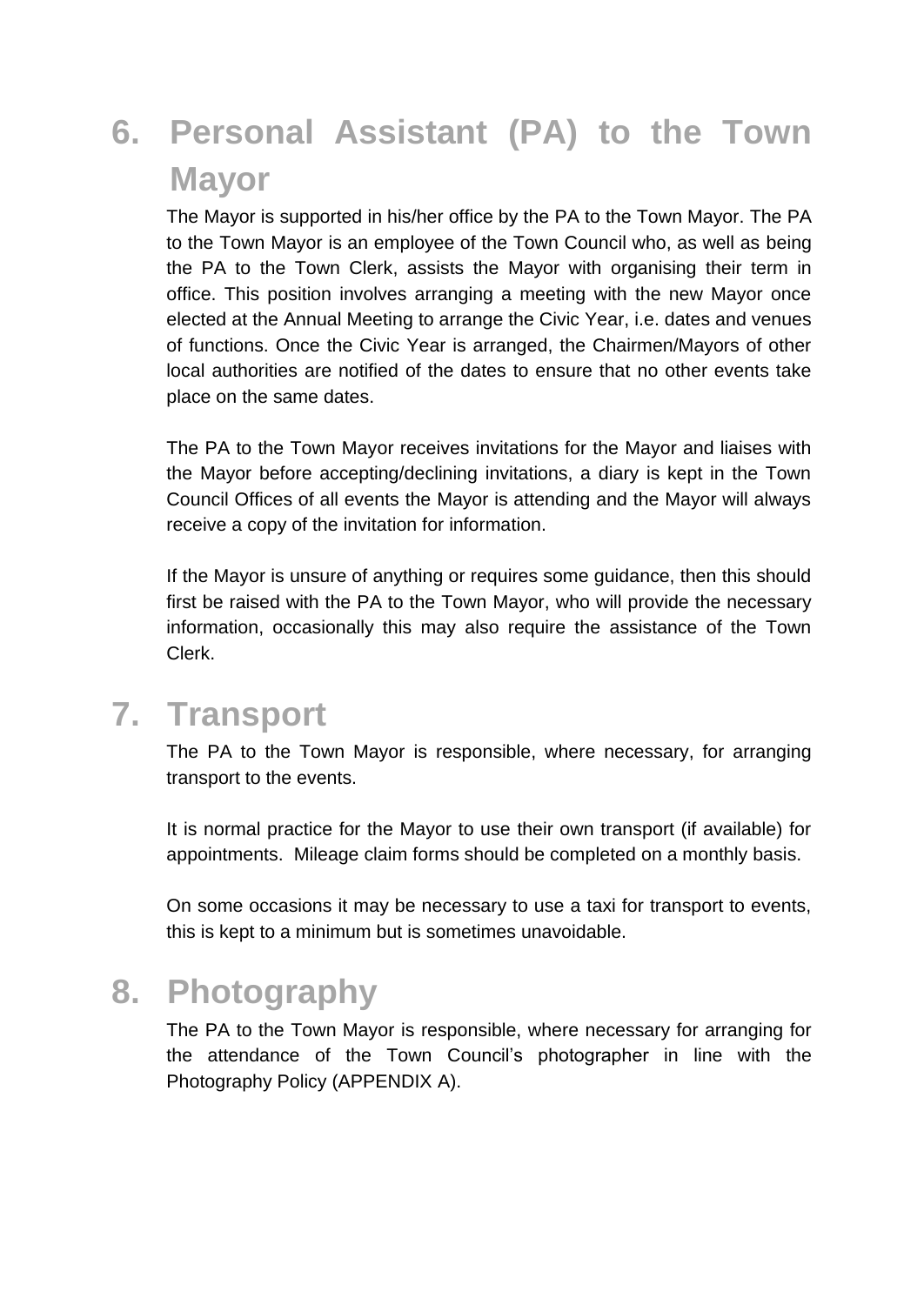# 6. Personal Assistant (PA) to the Town Mayor

The Mayor is supported in his/her office by the PA to the Town Mayor. The PA to the Town Mayor is an employee of the Town Council who, as well as being the PA to the Town Clerk, assists the Mayor with organising their term in office. This position involves arranging a meeting with the new Mayor once elected at the Annual Meeting to arrange the Civic Year, i.e. dates and venues of functions. Once the Civic Year is arranged, the Chairmen/Mayors of other local authorities are notified of the dates to ensure that no other events take place on the same dates.

The PA to the Town Mayor receives invitations for the Mayor and liaises with the Mayor before accepting/declining invitations, a diary is kept in the Town Council Offices of all events the Mayor is attending and the Mayor will always receive a copy of the invitation for information.

If the Mayor is unsure of anything or requires some guidance, then this should first be raised with the PA to the Town Mayor, who will provide the necessary information, occasionally this may also require the assistance of the Town Clerk.

# 7. Transport

The PA to the Town Mayor is responsible, where necessary, for arranging transport to the events.

It is normal practice for the Mayor to use their own transport (if available) for appointments. Mileage claim forms should be completed on a monthly basis.

On some occasions it may be necessary to use a taxi for transport to events, this is kept to a minimum but is sometimes unavoidable.

# 8. Photography

The PA to the Town Mayor is responsible, where necessary for arranging for the attendance of the Town Council's photographer in line with the Photography Policy (APPENDIX A).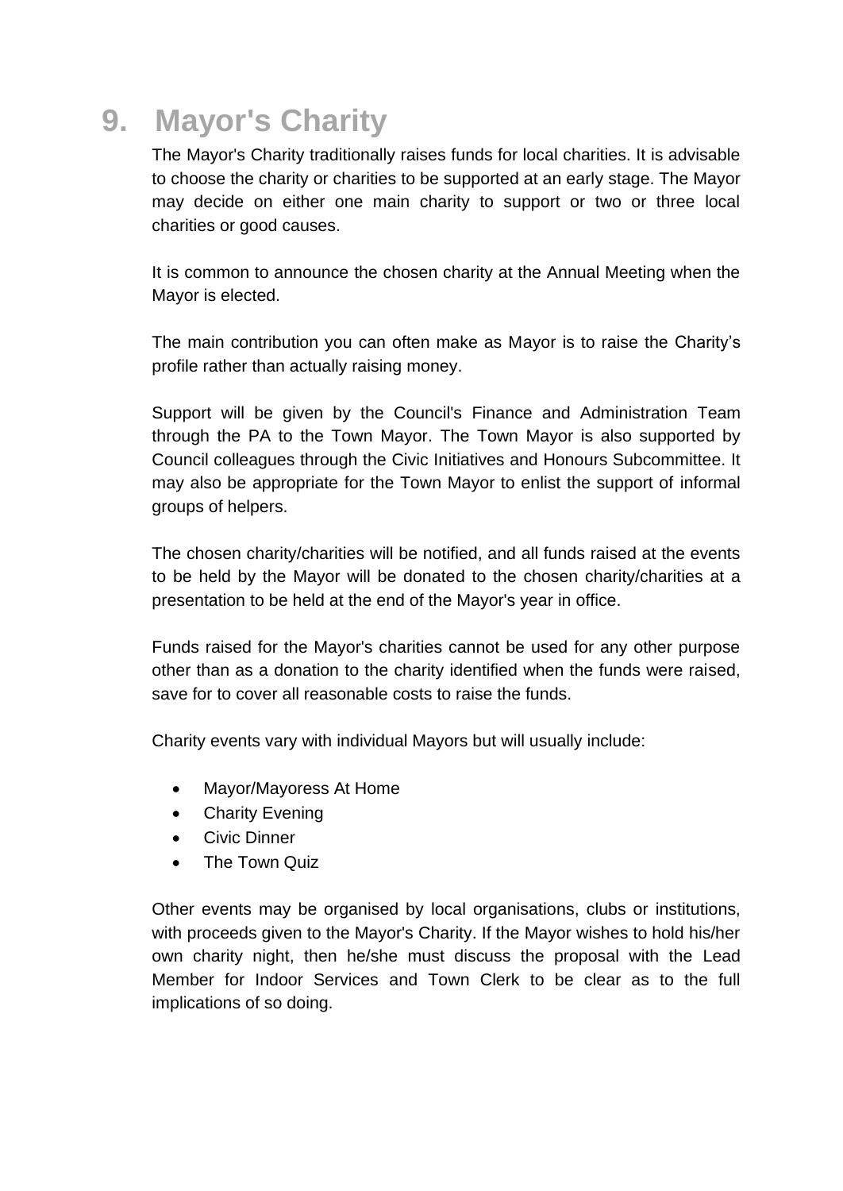# 9. Mayor's Charity

The Mayor's Charity traditionally raises funds for local charities. It is advisable to choose the charity or charities to be supported at an early stage. The Mayor may decide on either one main charity to support or two or three local charities or good causes.

It is common to announce the chosen charity at the Annual Meeting when the Mayor is elected.

The main contribution you can often make as Mayor is to raise the Charity's profile rather than actually raising money.

Support will be given by the Council's Finance and Administration Team through the PA to the Town Mayor. The Town Mayor is also supported by Council colleagues through the Civic Initiatives and Honours Subcommittee. It may also be appropriate for the Town Mayor to enlist the support of informal groups of helpers.

The chosen charity/charities will be notified, and all funds raised at the events to be held by the Mayor will be donated to the chosen charity/charities at a presentation to be held at the end of the Mayor's year in office.

Funds raised for the Mayor's charities cannot be used for any other purpose other than as a donation to the charity identified when the funds were raised, save for to cover all reasonable costs to raise the funds.

Charity events vary with individual Mayors but will usually include:

- Mayor/Mayoress At Home
- Charity Evening
- Civic Dinner
- The Town Quiz

Other events may be organised by local organisations, clubs or institutions, with proceeds given to the Mayor's Charity. If the Mayor wishes to hold his/her own charity night, then he/she must discuss the proposal with the Lead Member for Indoor Services and Town Clerk to be clear as to the full implications of so doing.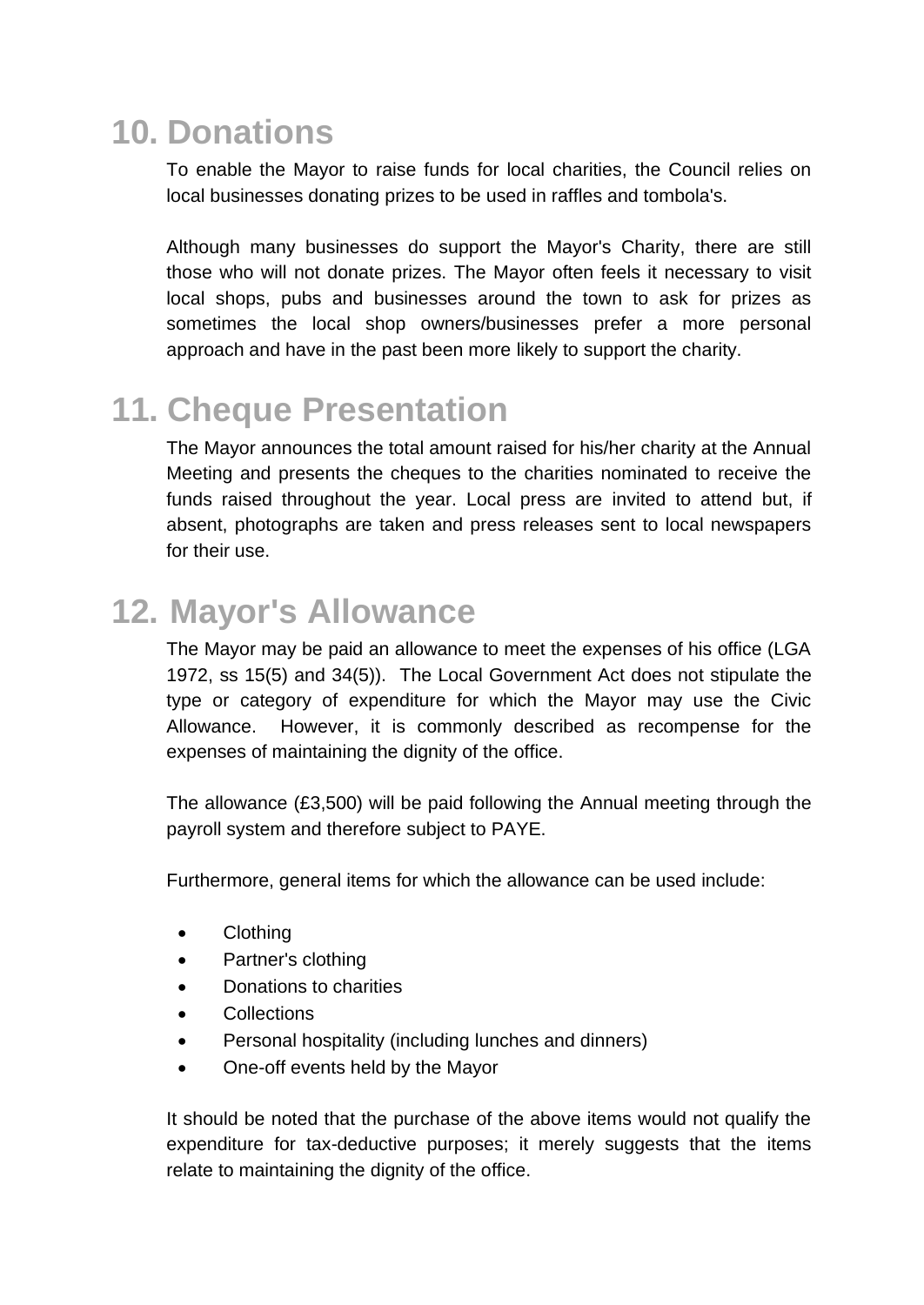## 10. Donations

To enable the Mayor to raise funds for local charities, the Council relies on local businesses donating prizes to be used in raffles and tombola's.

Although many businesses do support the Mayor's Charity, there are still those who will not donate prizes. The Mayor often feels it necessary to visit local shops, pubs and businesses around the town to ask for prizes as sometimes the local shop owners/businesses prefer a more personal approach and have in the past been more likely to support the charity.

## 11. Cheque Presentation

The Mayor announces the total amount raised for his/her charity at the Annual Meeting and presents the cheques to the charities nominated to receive the funds raised throughout the year. Local press are invited to attend but, if absent, photographs are taken and press releases sent to local newspapers for their use.

## 12. Mayor's Allowance

The Mayor may be paid an allowance to meet the expenses of his office (LGA 1972, ss 15(5) and 34(5)). The Local Government Act does not stipulate the type or category of expenditure for which the Mayor may use the Civic Allowance. However, it is commonly described as recompense for the expenses of maintaining the dignity of the office.

The allowance (£3,500) will be paid following the Annual meeting through the payroll system and therefore subject to PAYE.

Furthermore, general items for which the allowance can be used include:

- Clothing
- Partner's clothing
- Donations to charities
- Collections
- Personal hospitality (including lunches and dinners)
- One-off events held by the Mayor

It should be noted that the purchase of the above items would not qualify the expenditure for tax-deductive purposes; it merely suggests that the items relate to maintaining the dignity of the office.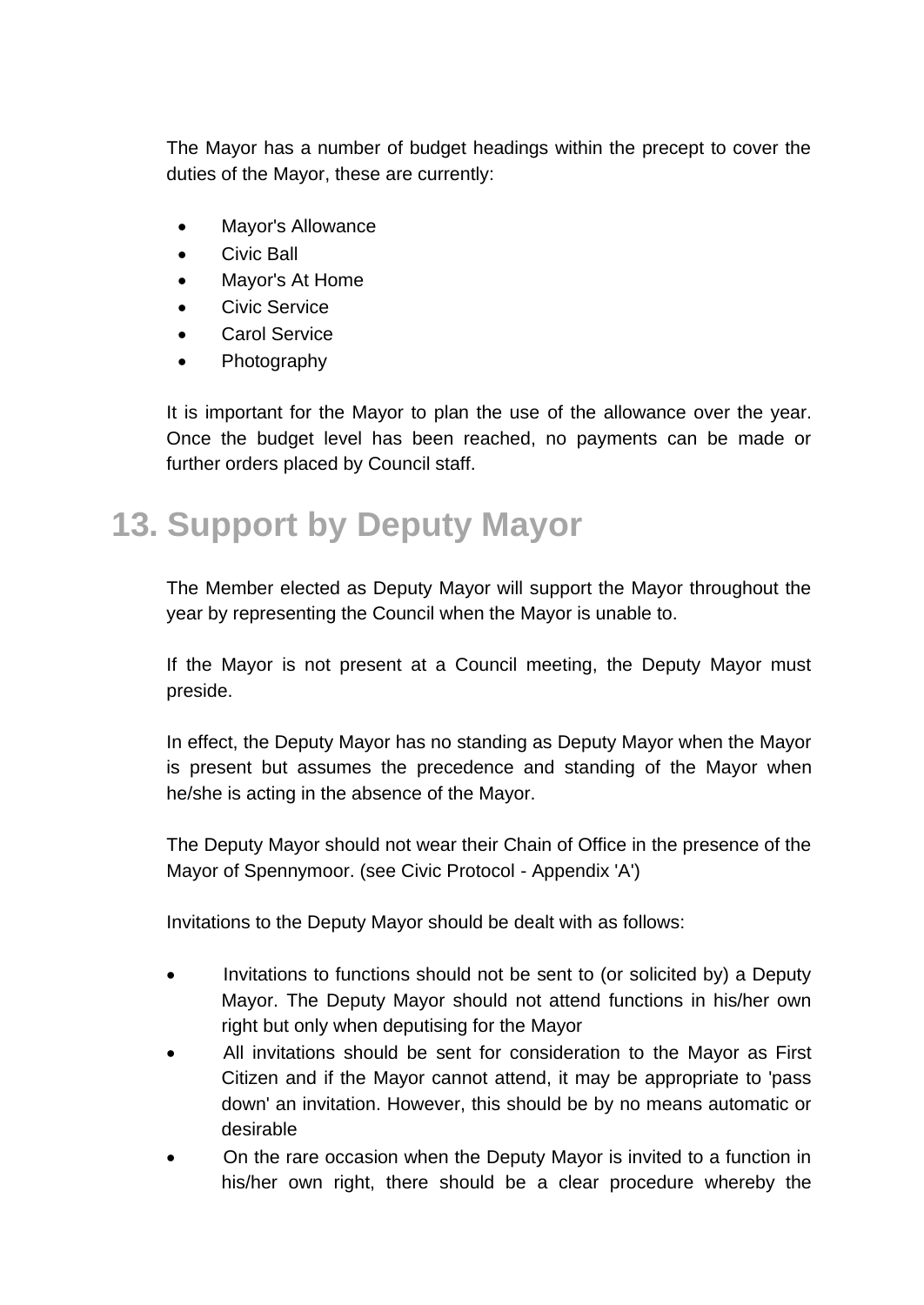The Mayor has a number of budget headings within the precept to cover the duties of the Mayor, these are currently:

- Mayor's Allowance
- Civic Ball
- Mayor's At Home
- Civic Service
- Carol Service
- Photography

It is important for the Mayor to plan the use of the allowance over the year. Once the budget level has been reached, no payments can be made or further orders placed by Council staff.

# 13. Support by Deputy Mayor

The Member elected as Deputy Mayor will support the Mayor throughout the year by representing the Council when the Mayor is unable to.

If the Mayor is not present at a Council meeting, the Deputy Mayor must preside.

In effect, the Deputy Mayor has no standing as Deputy Mayor when the Mayor is present but assumes the precedence and standing of the Mayor when he/she is acting in the absence of the Mayor.

The Deputy Mayor should not wear their Chain of Office in the presence of the Mayor of Spennymoor. (see Civic Protocol - Appendix 'A')

Invitations to the Deputy Mayor should be dealt with as follows:

- Invitations to functions should not be sent to (or solicited by) a Deputy Mayor. The Deputy Mayor should not attend functions in his/her own right but only when deputising for the Mayor
- All invitations should be sent for consideration to the Mayor as First Citizen and if the Mayor cannot attend, it may be appropriate to 'pass down' an invitation. However, this should be by no means automatic or desirable
- On the rare occasion when the Deputy Mayor is invited to a function in his/her own right, there should be a clear procedure whereby the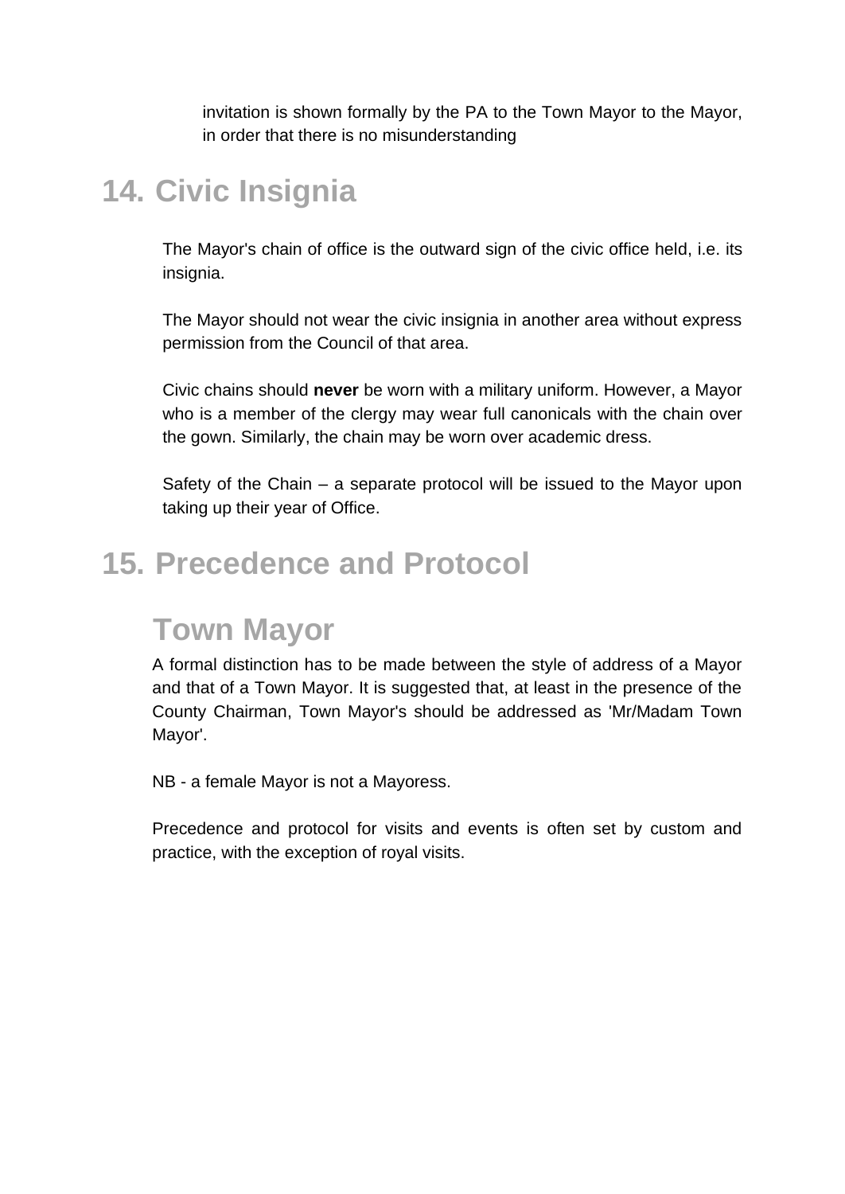invitation is shown formally by the PA to the Town Mayor to the Mayor, in order that there is no misunderstanding

# 14. Civic Insignia

The Mayor's chain of office is the outward sign of the civic office held, i.e. its insignia.

The Mayor should not wear the civic insignia in another area without express permission from the Council of that area.

Civic chains should **never** be worn with a military uniform. However, a Mayor who is a member of the clergy may wear full canonicals with the chain over the gown. Similarly, the chain may be worn over academic dress.

Safety of the Chain – a separate protocol will be issued to the Mayor upon taking up their year of Office.

# 15. Precedence and Protocol

## Town Mayor

A formal distinction has to be made between the style of address of a Mayor and that of a Town Mayor. It is suggested that, at least in the presence of the County Chairman, Town Mayor's should be addressed as 'Mr/Madam Town Mayor'.

NB - a female Mayor is not a Mayoress.

Precedence and protocol for visits and events is often set by custom and practice, with the exception of royal visits.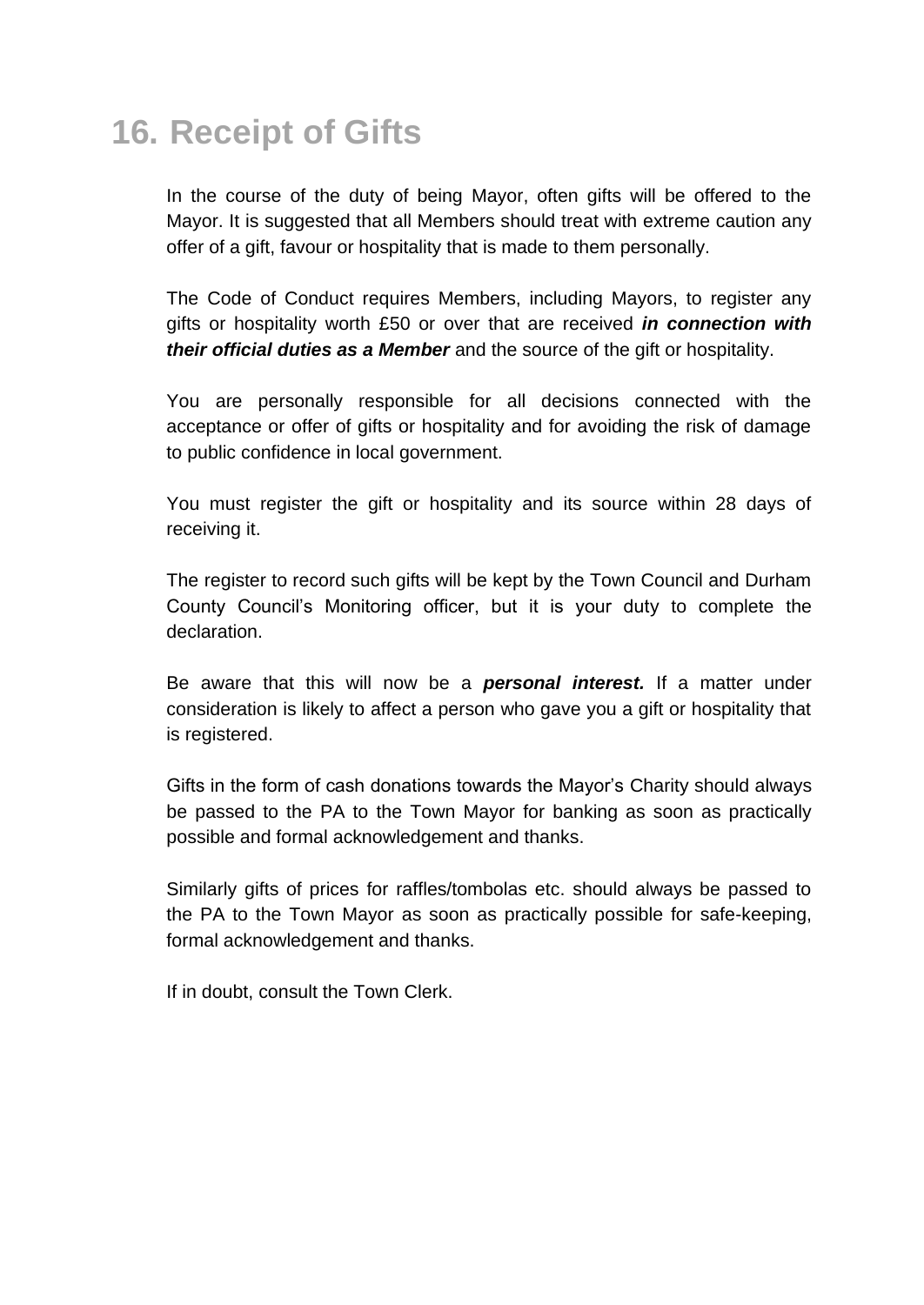# 16. Receipt of Gifts

In the course of the duty of being Mayor, often gifts will be offered to the Mayor. It is suggested that all Members should treat with extreme caution any offer of a gift, favour or hospitality that is made to them personally.

The Code of Conduct requires Members, including Mayors, to register any gifts or hospitality worth £50 or over that are received ***in connection with their official duties as a Member*** and the source of the gift or hospitality.

You are personally responsible for all decisions connected with the acceptance or offer of gifts or hospitality and for avoiding the risk of damage to public confidence in local government.

You must register the gift or hospitality and its source within 28 days of receiving it.

The register to record such gifts will be kept by the Town Council and Durham County Council's Monitoring officer, but it is your duty to complete the declaration.

Be aware that this will now be a ***personal interest.*** If a matter under consideration is likely to affect a person who gave you a gift or hospitality that is registered.

Gifts in the form of cash donations towards the Mayor's Charity should always be passed to the PA to the Town Mayor for banking as soon as practically possible and formal acknowledgement and thanks.

Similarly gifts of prices for raffles/tombolas etc. should always be passed to the PA to the Town Mayor as soon as practically possible for safe-keeping, formal acknowledgement and thanks.

If in doubt, consult the Town Clerk.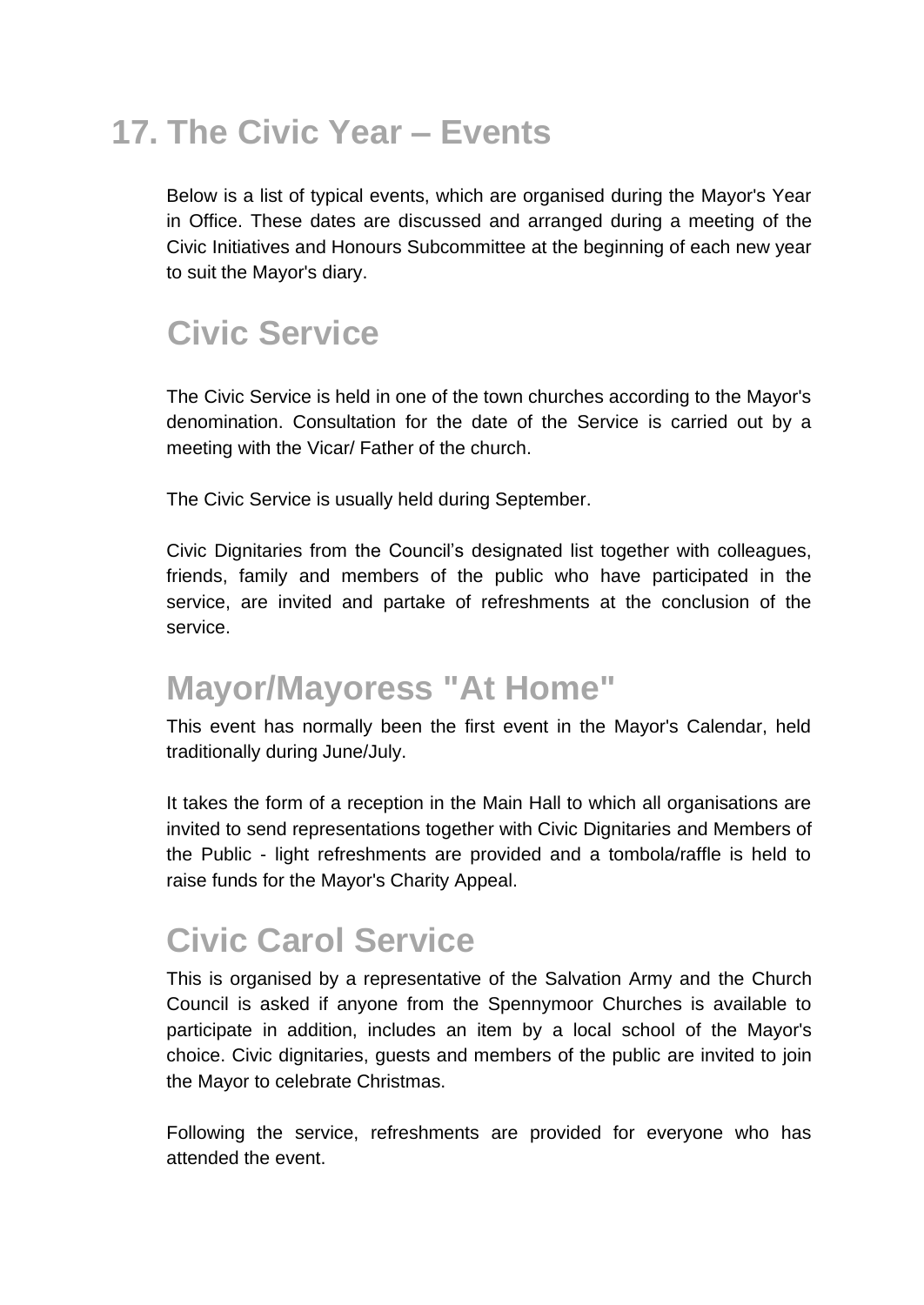# 17. The Civic Year – Events

Below is a list of typical events, which are organised during the Mayor's Year in Office. These dates are discussed and arranged during a meeting of the Civic Initiatives and Honours Subcommittee at the beginning of each new year to suit the Mayor's diary.

## Civic Service

The Civic Service is held in one of the town churches according to the Mayor's denomination. Consultation for the date of the Service is carried out by a meeting with the Vicar/ Father of the church.

The Civic Service is usually held during September.

Civic Dignitaries from the Council's designated list together with colleagues, friends, family and members of the public who have participated in the service, are invited and partake of refreshments at the conclusion of the service.

## Mayor/Mayoress "At Home"

This event has normally been the first event in the Mayor's Calendar, held traditionally during June/July.

It takes the form of a reception in the Main Hall to which all organisations are invited to send representations together with Civic Dignitaries and Members of the Public - light refreshments are provided and a tombola/raffle is held to raise funds for the Mayor's Charity Appeal.

## Civic Carol Service

This is organised by a representative of the Salvation Army and the Church Council is asked if anyone from the Spennymoor Churches is available to participate in addition, includes an item by a local school of the Mayor's choice. Civic dignitaries, guests and members of the public are invited to join the Mayor to celebrate Christmas.

Following the service, refreshments are provided for everyone who has attended the event.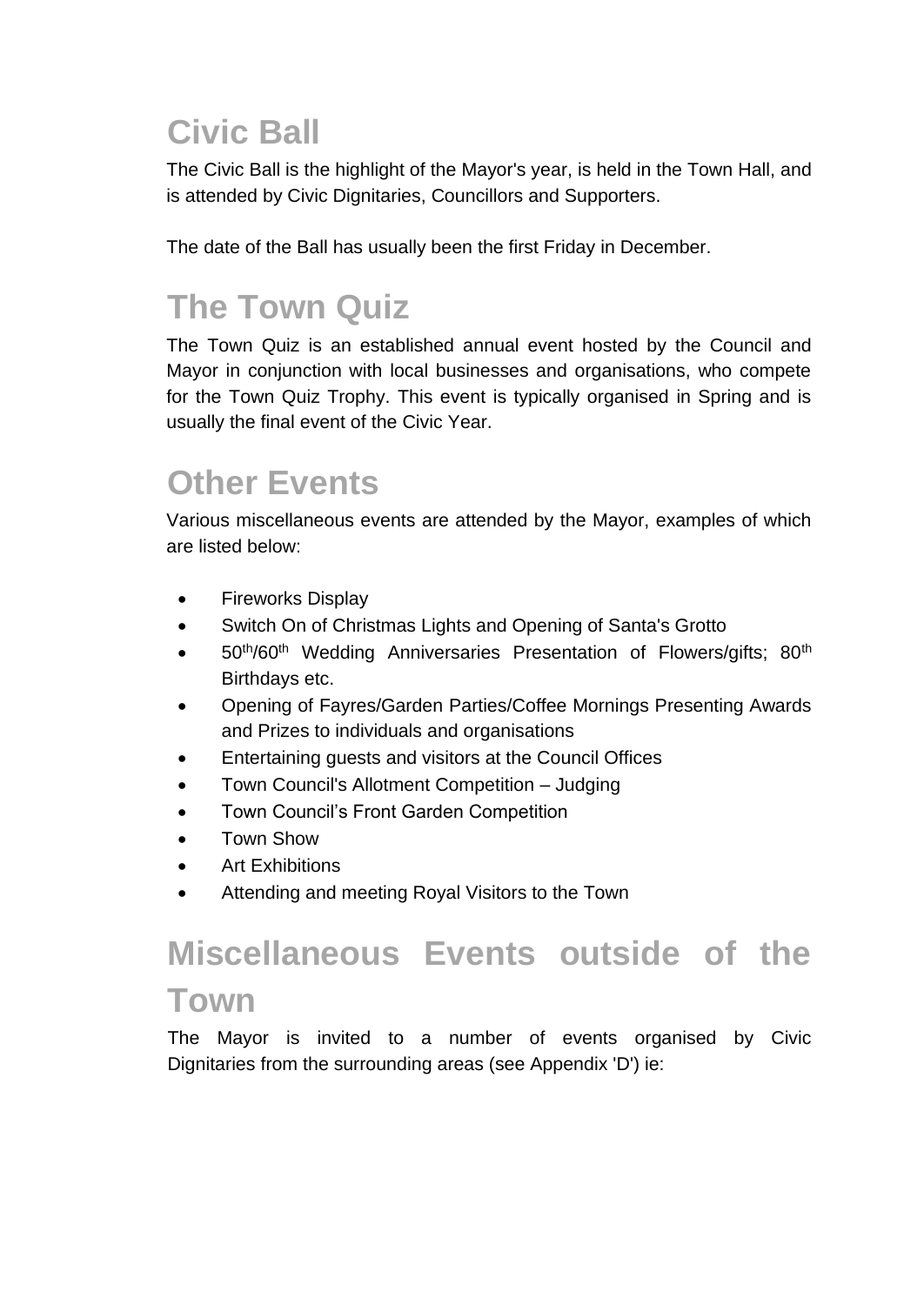## Civic Ball

The Civic Ball is the highlight of the Mayor's year, is held in the Town Hall, and is attended by Civic Dignitaries, Councillors and Supporters.

The date of the Ball has usually been the first Friday in December.

## The Town Quiz

The Town Quiz is an established annual event hosted by the Council and Mayor in conjunction with local businesses and organisations, who compete for the Town Quiz Trophy. This event is typically organised in Spring and is usually the final event of the Civic Year.

## Other Events

Various miscellaneous events are attended by the Mayor, examples of which are listed below:

- Fireworks Display
- Switch On of Christmas Lights and Opening of Santa's Grotto
- 50th/60th Wedding Anniversaries Presentation of Flowers/gifts; 80th Birthdays etc.
- Opening of Fayres/Garden Parties/Coffee Mornings Presenting Awards and Prizes to individuals and organisations
- Entertaining guests and visitors at the Council Offices
- Town Council's Allotment Competition – Judging
- Town Council's Front Garden Competition
- Town Show
- Art Exhibitions
- Attending and meeting Royal Visitors to the Town

## Miscellaneous Events outside of the Town

The Mayor is invited to a number of events organised by Civic Dignitaries from the surrounding areas (see Appendix 'D') ie: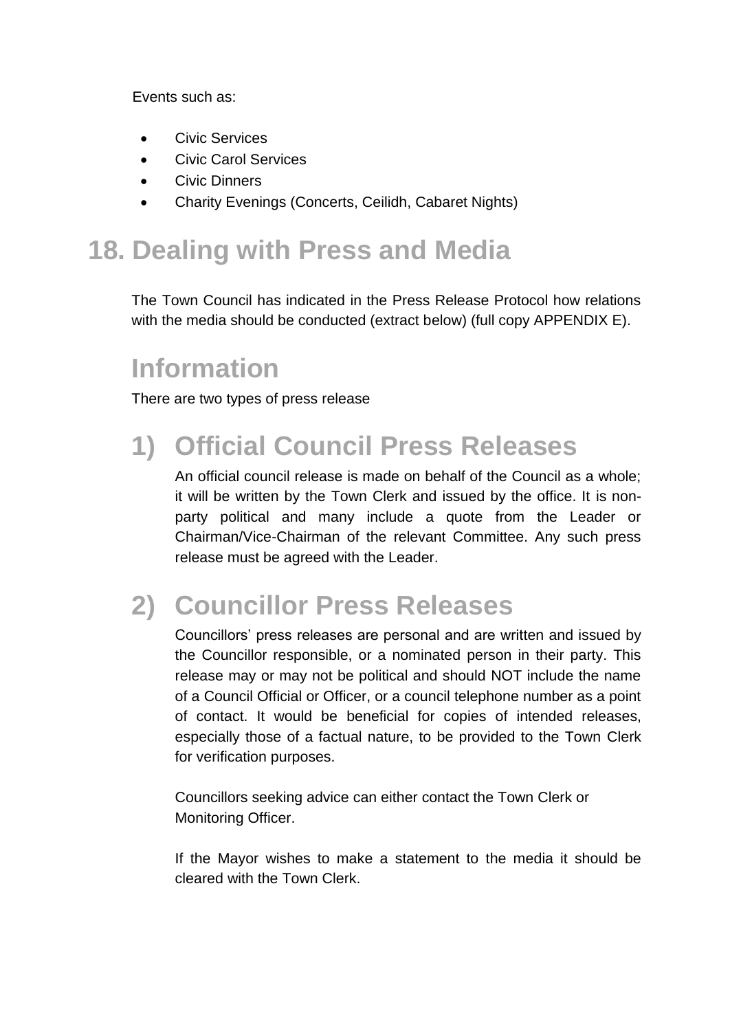Events such as:

- Civic Services
- Civic Carol Services
- Civic Dinners
- Charity Evenings (Concerts, Ceilidh, Cabaret Nights)

# 18. Dealing with Press and Media

The Town Council has indicated in the Press Release Protocol how relations with the media should be conducted (extract below) (full copy APPENDIX E).

## Information

There are two types of press release

## 1) Official Council Press Releases

An official council release is made on behalf of the Council as a whole; it will be written by the Town Clerk and issued by the office. It is non-party political and many include a quote from the Leader or Chairman/Vice-Chairman of the relevant Committee. Any such press release must be agreed with the Leader.

## 2) Councillor Press Releases

Councillors' press releases are personal and are written and issued by the Councillor responsible, or a nominated person in their party. This release may or may not be political and should NOT include the name of a Council Official or Officer, or a council telephone number as a point of contact. It would be beneficial for copies of intended releases, especially those of a factual nature, to be provided to the Town Clerk for verification purposes.

Councillors seeking advice can either contact the Town Clerk or Monitoring Officer.

If the Mayor wishes to make a statement to the media it should be cleared with the Town Clerk.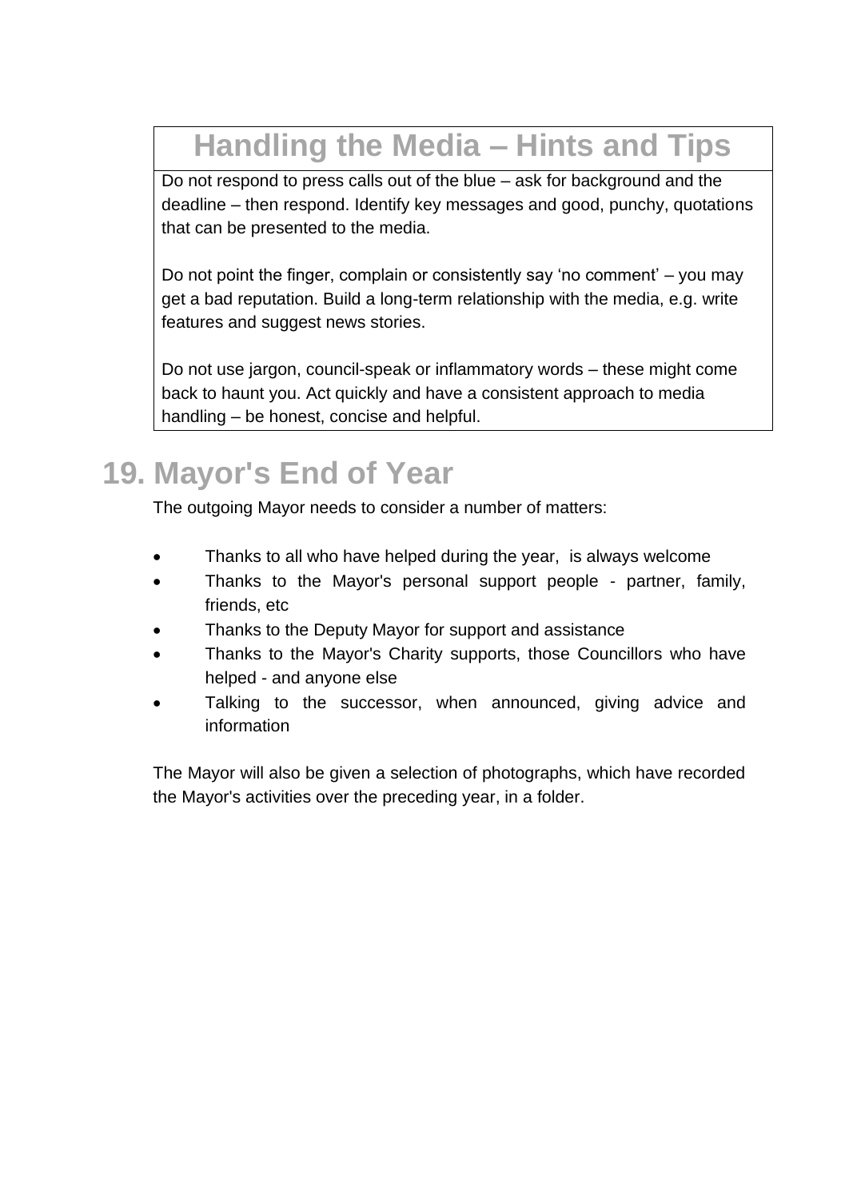## Handling the Media – Hints and Tips

Do not respond to press calls out of the blue – ask for background and the deadline – then respond. Identify key messages and good, punchy, quotations that can be presented to the media.

Do not point the finger, complain or consistently say 'no comment' – you may get a bad reputation. Build a long-term relationship with the media, e.g. write features and suggest news stories.

Do not use jargon, council-speak or inflammatory words – these might come back to haunt you. Act quickly and have a consistent approach to media handling – be honest, concise and helpful.

# 19. Mayor's End of Year

The outgoing Mayor needs to consider a number of matters:

- Thanks to all who have helped during the year, is always welcome
- Thanks to the Mayor's personal support people - partner, family, friends, etc
- Thanks to the Deputy Mayor for support and assistance
- Thanks to the Mayor's Charity supports, those Councillors who have helped - and anyone else
- Talking to the successor, when announced, giving advice and information

The Mayor will also be given a selection of photographs, which have recorded the Mayor's activities over the preceding year, in a folder.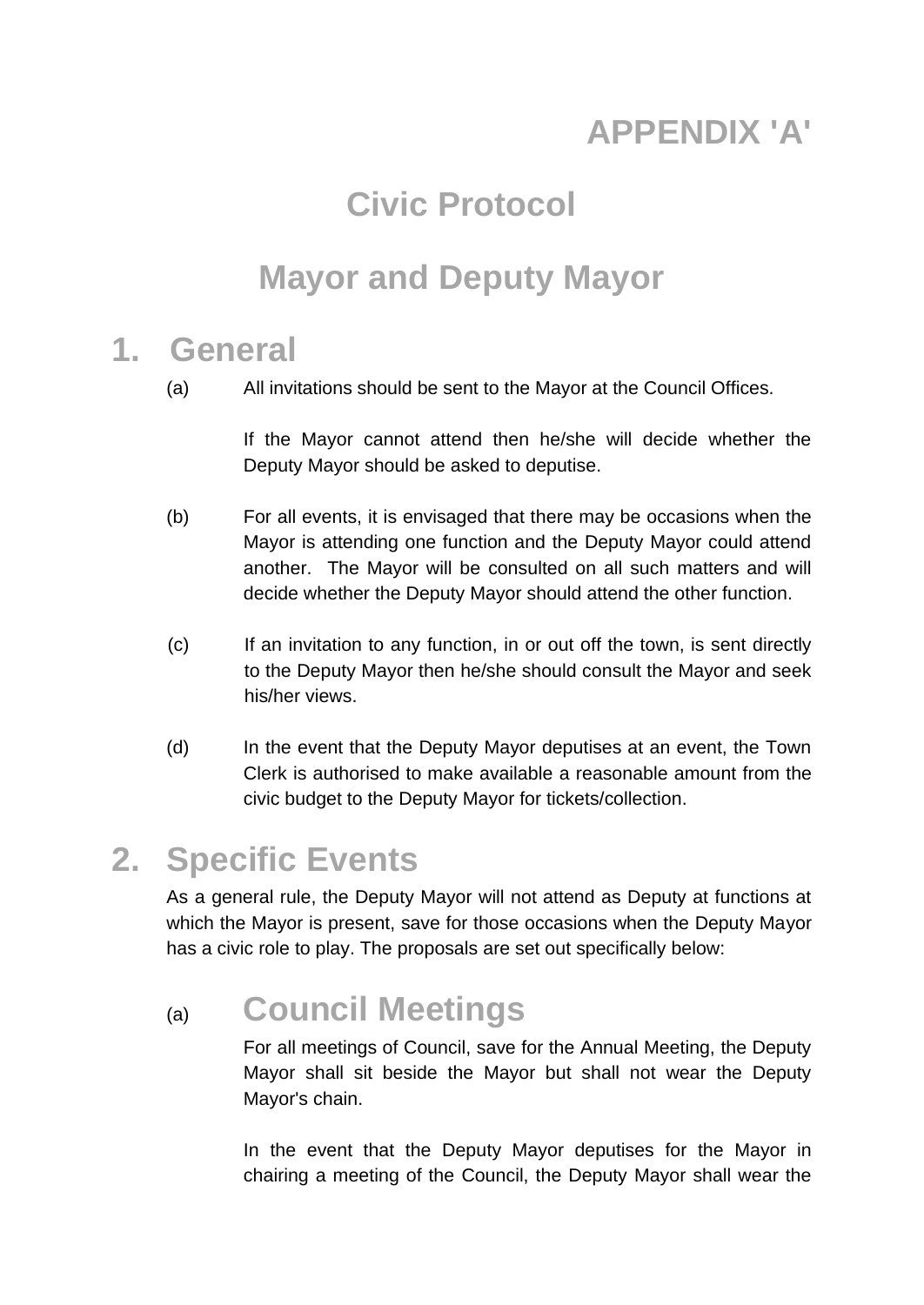# APPENDIX 'A'

# Civic Protocol

# Mayor and Deputy Mayor

## 1. General

(a) All invitations should be sent to the Mayor at the Council Offices.

If the Mayor cannot attend then he/she will decide whether the Deputy Mayor should be asked to deputise.

(b) For all events, it is envisaged that there may be occasions when the Mayor is attending one function and the Deputy Mayor could attend another. The Mayor will be consulted on all such matters and will decide whether the Deputy Mayor should attend the other function.

(c) If an invitation to any function, in or out off the town, is sent directly to the Deputy Mayor then he/she should consult the Mayor and seek his/her views.

(d) In the event that the Deputy Mayor deputises at an event, the Town Clerk is authorised to make available a reasonable amount from the civic budget to the Deputy Mayor for tickets/collection.

## 2. Specific Events

As a general rule, the Deputy Mayor will not attend as Deputy at functions at which the Mayor is present, save for those occasions when the Deputy Mayor has a civic role to play. The proposals are set out specifically below:

### (a) Council Meetings

For all meetings of Council, save for the Annual Meeting, the Deputy Mayor shall sit beside the Mayor but shall not wear the Deputy Mayor's chain.

In the event that the Deputy Mayor deputises for the Mayor in chairing a meeting of the Council, the Deputy Mayor shall wear the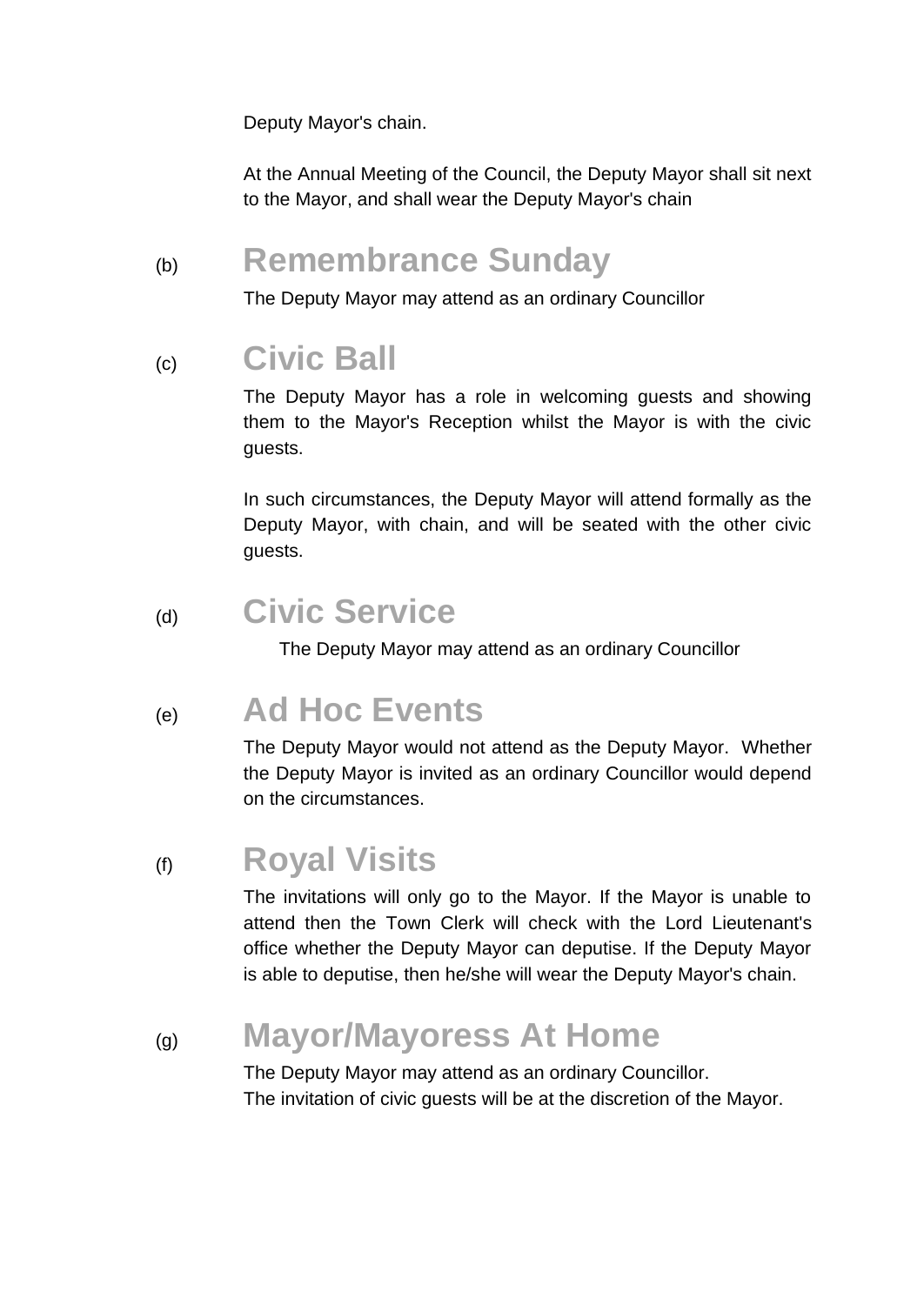Deputy Mayor's chain.

At the Annual Meeting of the Council, the Deputy Mayor shall sit next to the Mayor, and shall wear the Deputy Mayor's chain

## (b) Remembrance Sunday

The Deputy Mayor may attend as an ordinary Councillor

## (c) Civic Ball

The Deputy Mayor has a role in welcoming guests and showing them to the Mayor's Reception whilst the Mayor is with the civic guests.

In such circumstances, the Deputy Mayor will attend formally as the Deputy Mayor, with chain, and will be seated with the other civic guests.

## (d) Civic Service

The Deputy Mayor may attend as an ordinary Councillor

## (e) Ad Hoc Events

The Deputy Mayor would not attend as the Deputy Mayor. Whether the Deputy Mayor is invited as an ordinary Councillor would depend on the circumstances.

## (f) Royal Visits

The invitations will only go to the Mayor. If the Mayor is unable to attend then the Town Clerk will check with the Lord Lieutenant's office whether the Deputy Mayor can deputise. If the Deputy Mayor is able to deputise, then he/she will wear the Deputy Mayor's chain.

## (g) Mayor/Mayoress At Home

The Deputy Mayor may attend as an ordinary Councillor.
The invitation of civic guests will be at the discretion of the Mayor.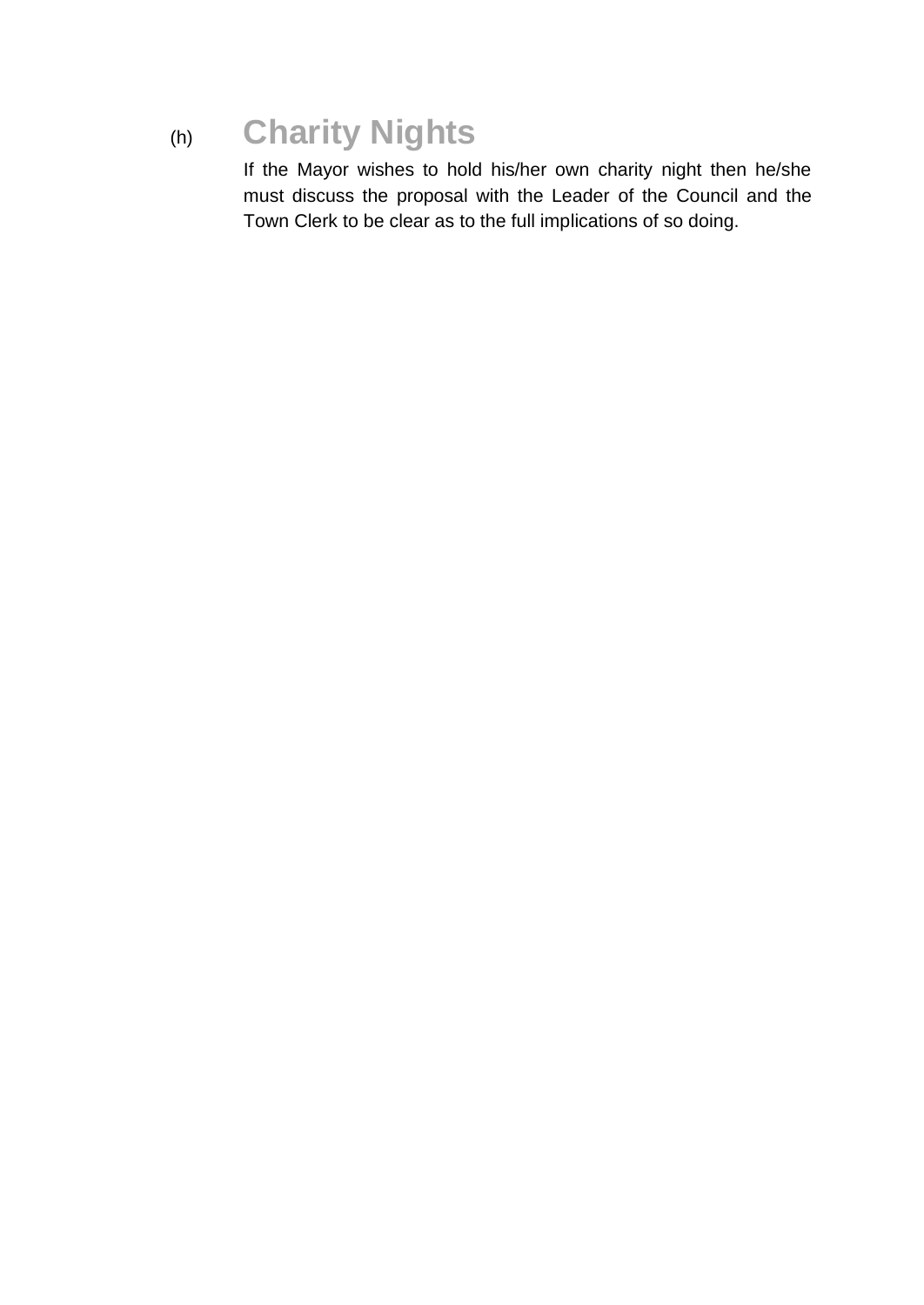## (h) Charity Nights

If the Mayor wishes to hold his/her own charity night then he/she must discuss the proposal with the Leader of the Council and the Town Clerk to be clear as to the full implications of so doing.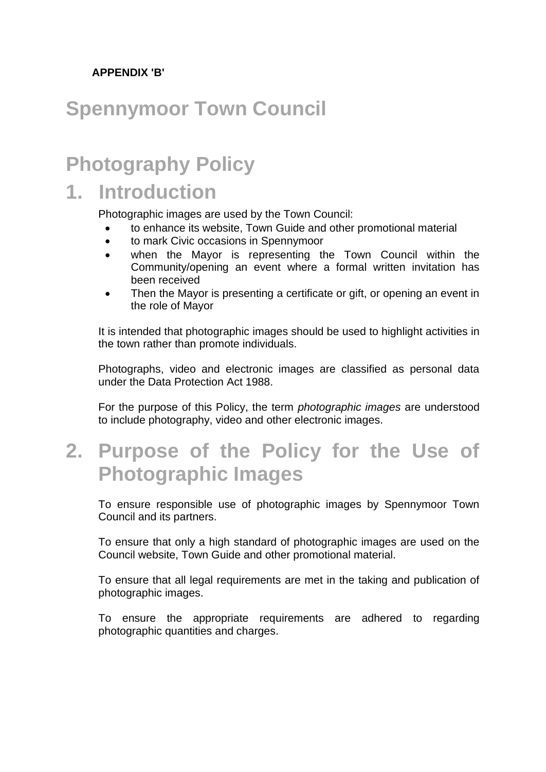**APPENDIX 'B'**

# Spennymoor Town Council

# Photography Policy

## 1. Introduction

Photographic images are used by the Town Council:

- to enhance its website, Town Guide and other promotional material
- to mark Civic occasions in Spennymoor
- when the Mayor is representing the Town Council within the Community/opening an event where a formal written invitation has been received
- Then the Mayor is presenting a certificate or gift, or opening an event in the role of Mayor

It is intended that photographic images should be used to highlight activities in the town rather than promote individuals.

Photographs, video and electronic images are classified as personal data under the Data Protection Act 1988.

For the purpose of this Policy, the term *photographic images* are understood to include photography, video and other electronic images.

## 2. Purpose of the Policy for the Use of Photographic Images

To ensure responsible use of photographic images by Spennymoor Town Council and its partners.

To ensure that only a high standard of photographic images are used on the Council website, Town Guide and other promotional material.

To ensure that all legal requirements are met in the taking and publication of photographic images.

To ensure the appropriate requirements are adhered to regarding photographic quantities and charges.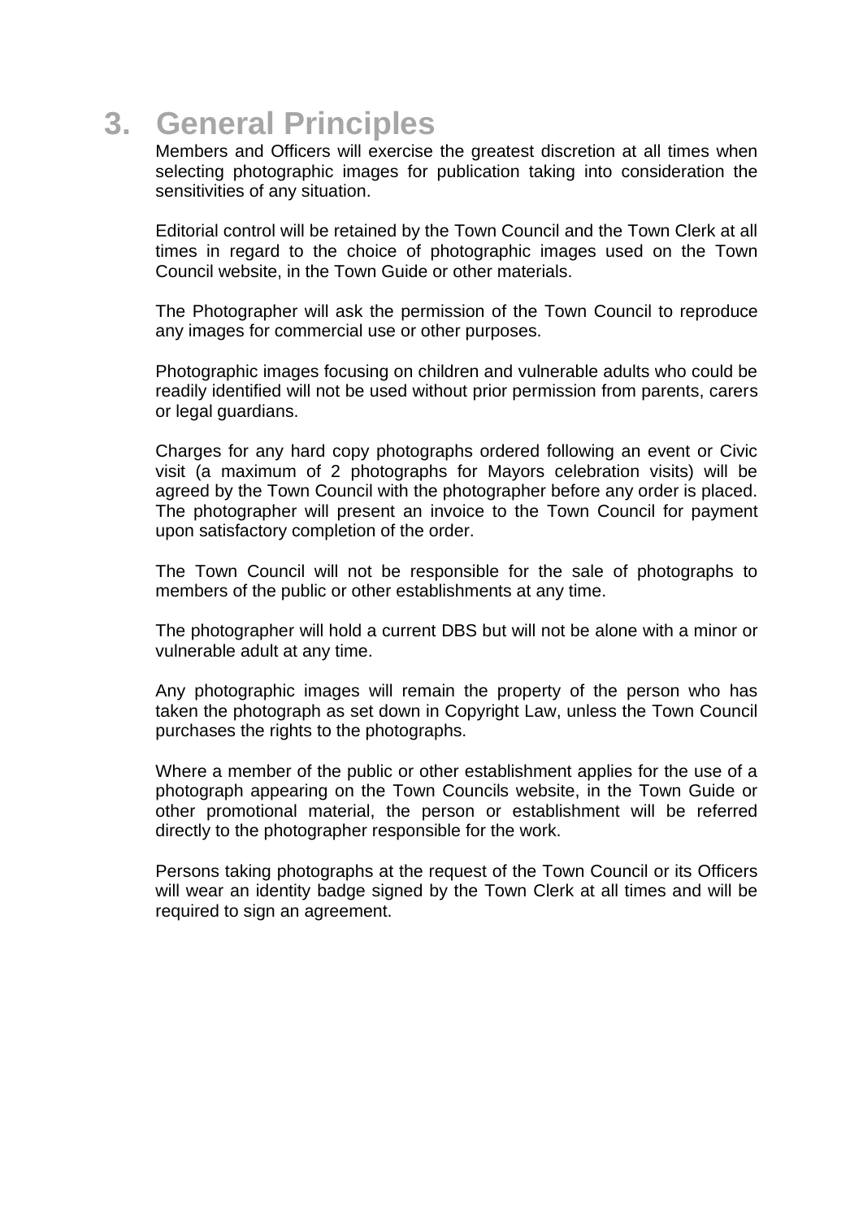# 3. General Principles

Members and Officers will exercise the greatest discretion at all times when selecting photographic images for publication taking into consideration the sensitivities of any situation.

Editorial control will be retained by the Town Council and the Town Clerk at all times in regard to the choice of photographic images used on the Town Council website, in the Town Guide or other materials.

The Photographer will ask the permission of the Town Council to reproduce any images for commercial use or other purposes.

Photographic images focusing on children and vulnerable adults who could be readily identified will not be used without prior permission from parents, carers or legal guardians.

Charges for any hard copy photographs ordered following an event or Civic visit (a maximum of 2 photographs for Mayors celebration visits) will be agreed by the Town Council with the photographer before any order is placed. The photographer will present an invoice to the Town Council for payment upon satisfactory completion of the order.

The Town Council will not be responsible for the sale of photographs to members of the public or other establishments at any time.

The photographer will hold a current DBS but will not be alone with a minor or vulnerable adult at any time.

Any photographic images will remain the property of the person who has taken the photograph as set down in Copyright Law, unless the Town Council purchases the rights to the photographs.

Where a member of the public or other establishment applies for the use of a photograph appearing on the Town Councils website, in the Town Guide or other promotional material, the person or establishment will be referred directly to the photographer responsible for the work.

Persons taking photographs at the request of the Town Council or its Officers will wear an identity badge signed by the Town Clerk at all times and will be required to sign an agreement.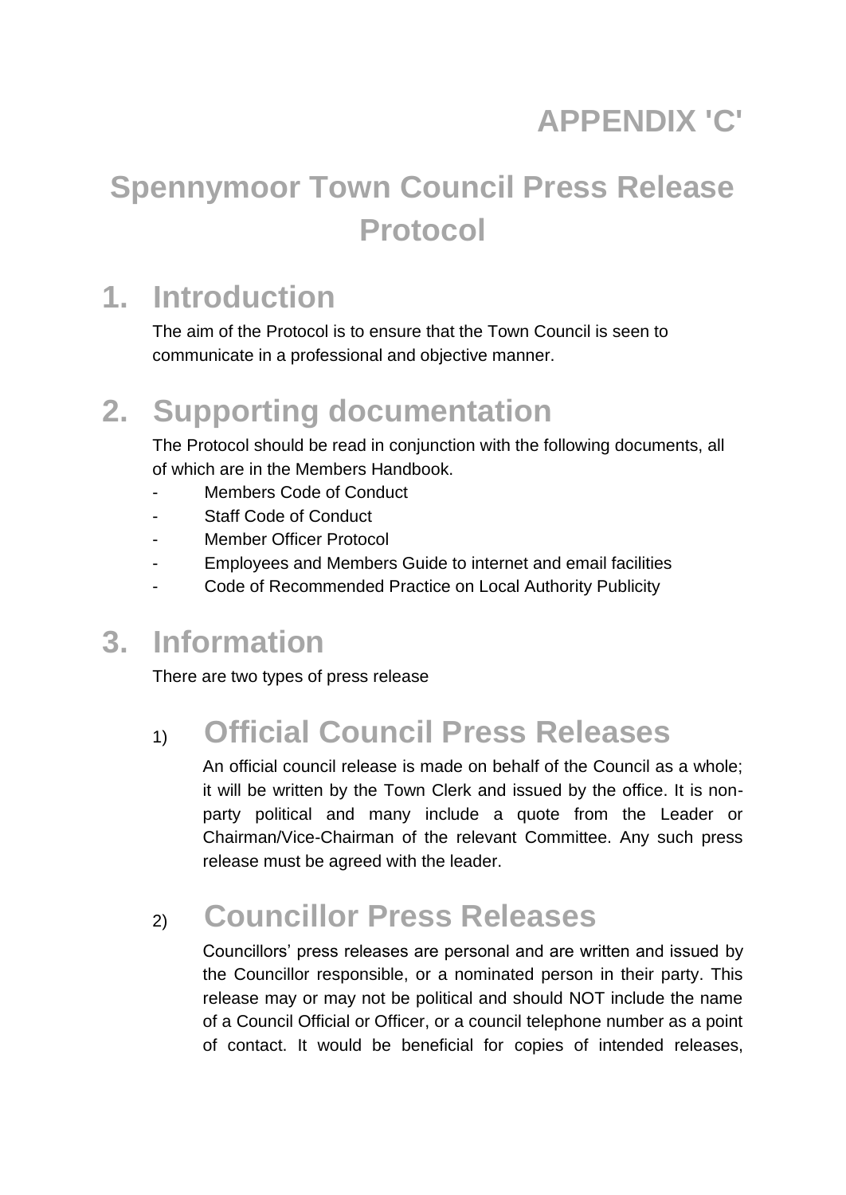# APPENDIX 'C'

# Spennymoor Town Council Press Release Protocol

## 1. Introduction

The aim of the Protocol is to ensure that the Town Council is seen to communicate in a professional and objective manner.

## 2. Supporting documentation

The Protocol should be read in conjunction with the following documents, all of which are in the Members Handbook.

- Members Code of Conduct
- Staff Code of Conduct
- Member Officer Protocol
- Employees and Members Guide to internet and email facilities
- Code of Recommended Practice on Local Authority Publicity

## 3. Information

There are two types of press release

### 1) Official Council Press Releases

An official council release is made on behalf of the Council as a whole; it will be written by the Town Clerk and issued by the office. It is non-party political and many include a quote from the Leader or Chairman/Vice-Chairman of the relevant Committee. Any such press release must be agreed with the leader.

### 2) Councillor Press Releases

Councillors' press releases are personal and are written and issued by the Councillor responsible, or a nominated person in their party. This release may or may not be political and should NOT include the name of a Council Official or Officer, or a council telephone number as a point of contact. It would be beneficial for copies of intended releases,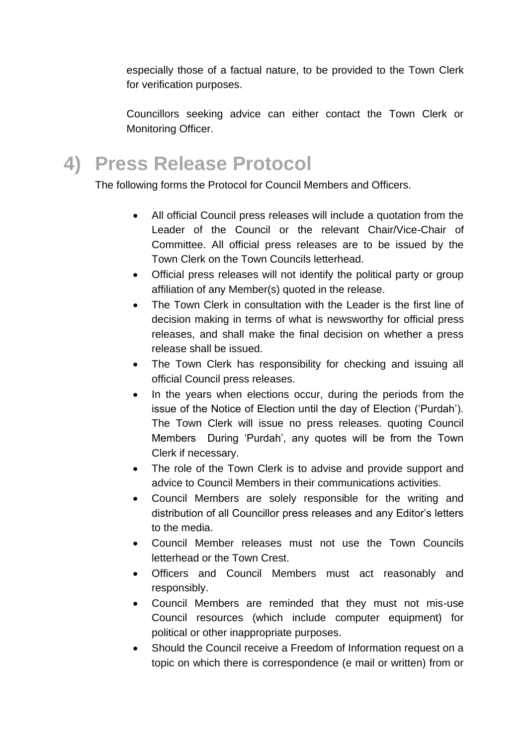especially those of a factual nature, to be provided to the Town Clerk for verification purposes.

Councillors seeking advice can either contact the Town Clerk or Monitoring Officer.

## 4) Press Release Protocol

The following forms the Protocol for Council Members and Officers.

- All official Council press releases will include a quotation from the Leader of the Council or the relevant Chair/Vice-Chair of Committee. All official press releases are to be issued by the Town Clerk on the Town Councils letterhead.
- Official press releases will not identify the political party or group affiliation of any Member(s) quoted in the release.
- The Town Clerk in consultation with the Leader is the first line of decision making in terms of what is newsworthy for official press releases, and shall make the final decision on whether a press release shall be issued.
- The Town Clerk has responsibility for checking and issuing all official Council press releases.
- In the years when elections occur, during the periods from the issue of the Notice of Election until the day of Election ('Purdah'). The Town Clerk will issue no press releases. quoting Council Members During 'Purdah', any quotes will be from the Town Clerk if necessary.
- The role of the Town Clerk is to advise and provide support and advice to Council Members in their communications activities.
- Council Members are solely responsible for the writing and distribution of all Councillor press releases and any Editor's letters to the media.
- Council Member releases must not use the Town Councils letterhead or the Town Crest.
- Officers and Council Members must act reasonably and responsibly.
- Council Members are reminded that they must not mis-use Council resources (which include computer equipment) for political or other inappropriate purposes.
- Should the Council receive a Freedom of Information request on a topic on which there is correspondence (e mail or written) from or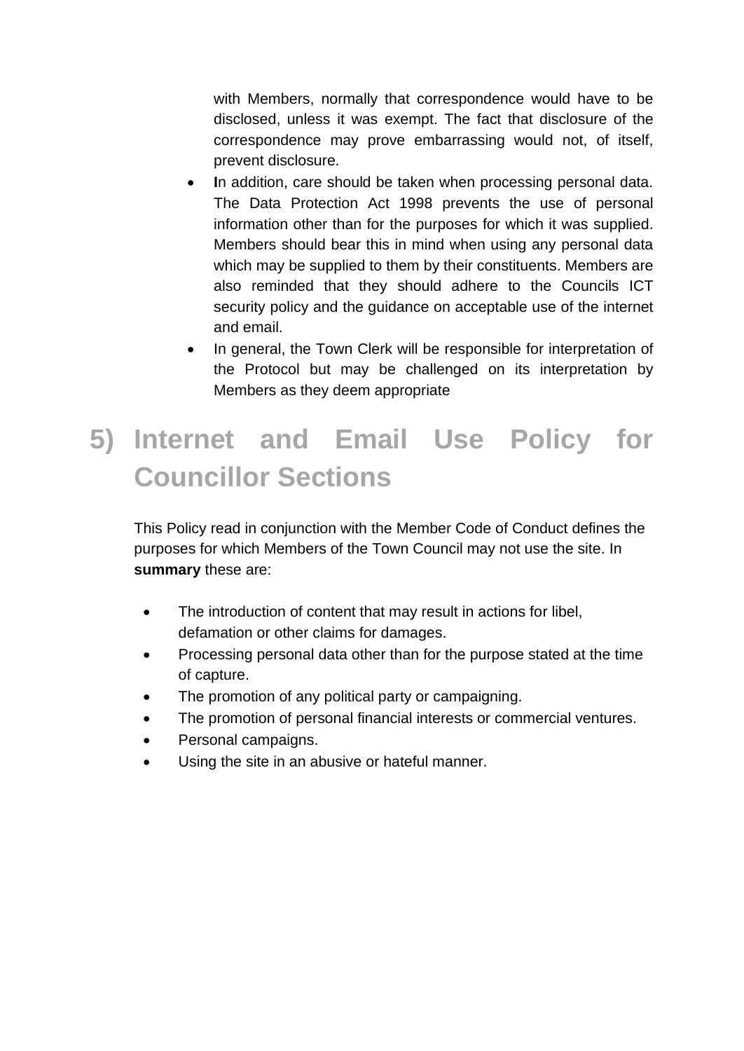with Members, normally that correspondence would have to be disclosed, unless it was exempt. The fact that disclosure of the correspondence may prove embarrassing would not, of itself, prevent disclosure.

- **I**n addition, care should be taken when processing personal data. The Data Protection Act 1998 prevents the use of personal information other than for the purposes for which it was supplied. Members should bear this in mind when using any personal data which may be supplied to them by their constituents. Members are also reminded that they should adhere to the Councils ICT security policy and the guidance on acceptable use of the internet and email.
- In general, the Town Clerk will be responsible for interpretation of the Protocol but may be challenged on its interpretation by Members as they deem appropriate

# 5) Internet and Email Use Policy for Councillor Sections

This Policy read in conjunction with the Member Code of Conduct defines the purposes for which Members of the Town Council may not use the site. In **summary** these are:

- The introduction of content that may result in actions for libel, defamation or other claims for damages.
- Processing personal data other than for the purpose stated at the time of capture.
- The promotion of any political party or campaigning.
- The promotion of personal financial interests or commercial ventures.
- Personal campaigns.
- Using the site in an abusive or hateful manner.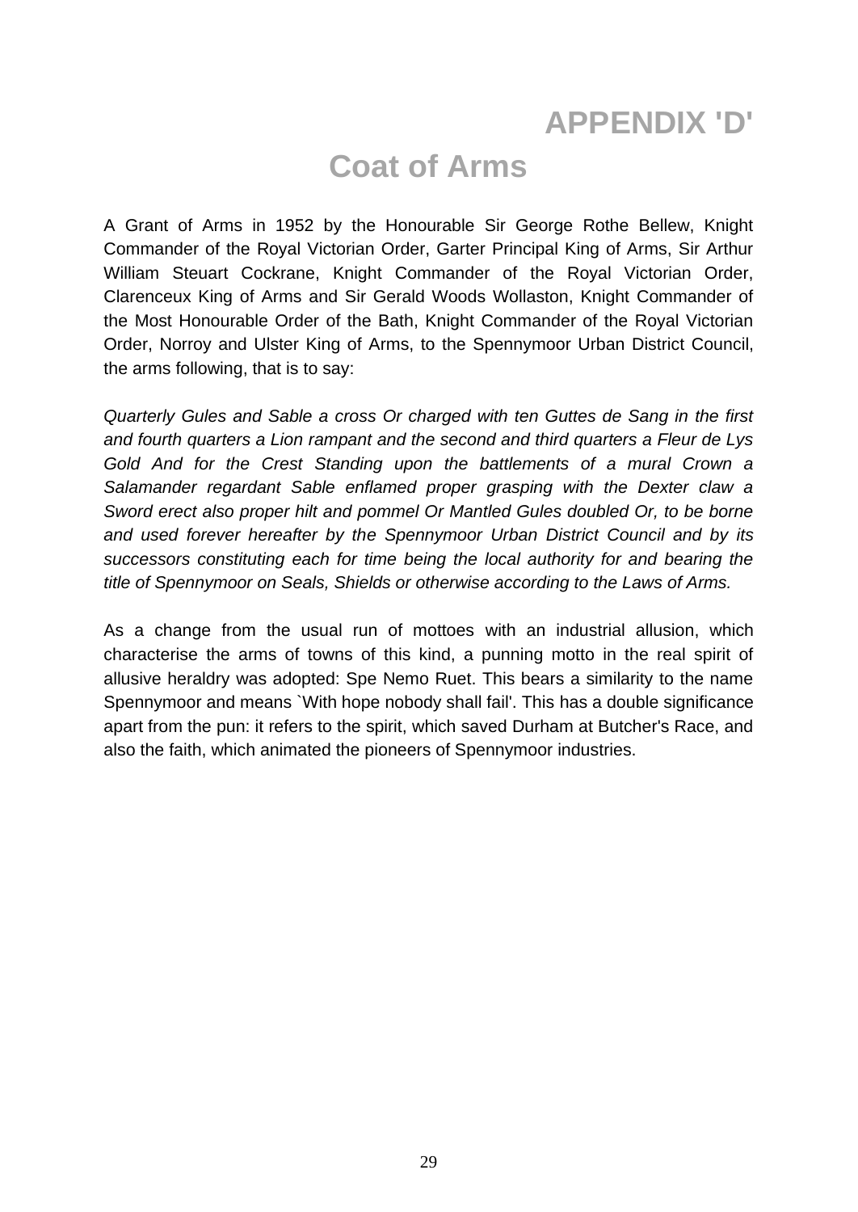# APPENDIX 'D'

## Coat of Arms

A Grant of Arms in 1952 by the Honourable Sir George Rothe Bellew, Knight Commander of the Royal Victorian Order, Garter Principal King of Arms, Sir Arthur William Steuart Cockrane, Knight Commander of the Royal Victorian Order, Clarenceux King of Arms and Sir Gerald Woods Wollaston, Knight Commander of the Most Honourable Order of the Bath, Knight Commander of the Royal Victorian Order, Norroy and Ulster King of Arms, to the Spennymoor Urban District Council, the arms following, that is to say:

*Quarterly Gules and Sable a cross Or charged with ten Guttes de Sang in the first and fourth quarters a Lion rampant and the second and third quarters a Fleur de Lys Gold And for the Crest Standing upon the battlements of a mural Crown a Salamander regardant Sable enflamed proper grasping with the Dexter claw a Sword erect also proper hilt and pommel Or Mantled Gules doubled Or, to be borne and used forever hereafter by the Spennymoor Urban District Council and by its successors constituting each for time being the local authority for and bearing the title of Spennymoor on Seals, Shields or otherwise according to the Laws of Arms.*

As a change from the usual run of mottoes with an industrial allusion, which characterise the arms of towns of this kind, a punning motto in the real spirit of allusive heraldry was adopted: Spe Nemo Ruet. This bears a similarity to the name Spennymoor and means `With hope nobody shall fail'. This has a double significance apart from the pun: it refers to the spirit, which saved Durham at Butcher's Race, and also the faith, which animated the pioneers of Spennymoor industries.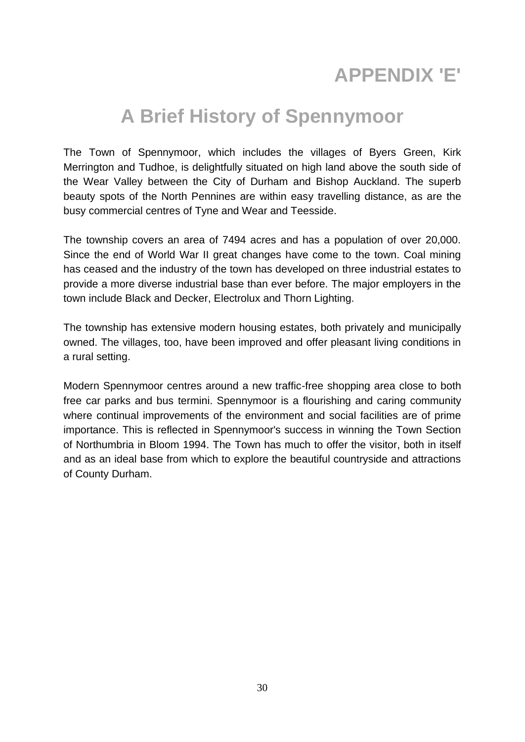# APPENDIX 'E'

# A Brief History of Spennymoor

The Town of Spennymoor, which includes the villages of Byers Green, Kirk Merrington and Tudhoe, is delightfully situated on high land above the south side of the Wear Valley between the City of Durham and Bishop Auckland. The superb beauty spots of the North Pennines are within easy travelling distance, as are the busy commercial centres of Tyne and Wear and Teesside.

The township covers an area of 7494 acres and has a population of over 20,000. Since the end of World War II great changes have come to the town. Coal mining has ceased and the industry of the town has developed on three industrial estates to provide a more diverse industrial base than ever before. The major employers in the town include Black and Decker, Electrolux and Thorn Lighting.

The township has extensive modern housing estates, both privately and municipally owned. The villages, too, have been improved and offer pleasant living conditions in a rural setting.

Modern Spennymoor centres around a new traffic-free shopping area close to both free car parks and bus termini. Spennymoor is a flourishing and caring community where continual improvements of the environment and social facilities are of prime importance. This is reflected in Spennymoor's success in winning the Town Section of Northumbria in Bloom 1994. The Town has much to offer the visitor, both in itself and as an ideal base from which to explore the beautiful countryside and attractions of County Durham.